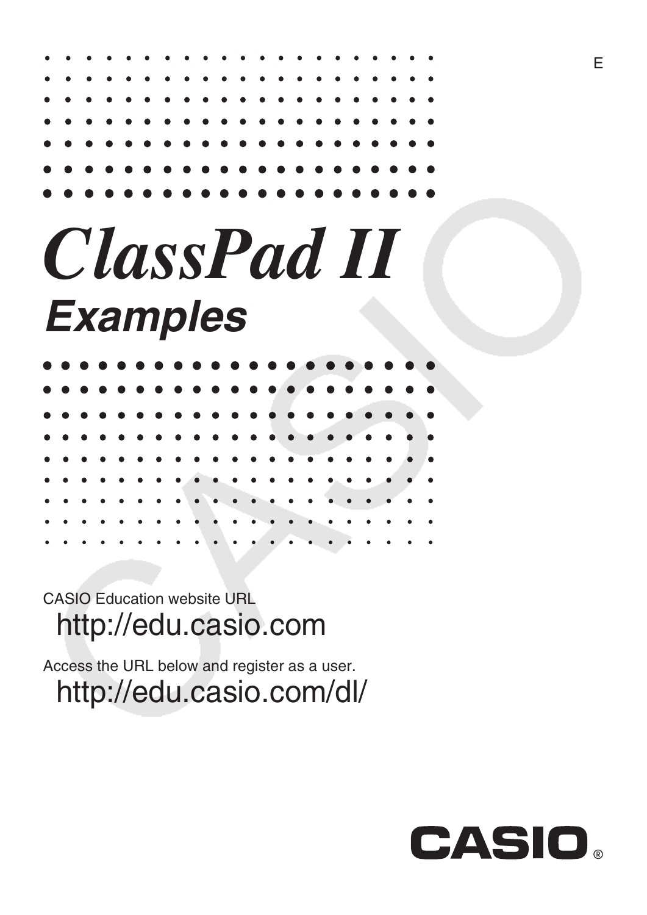E

# *ClassPad II*

## *Examples*

CASIO Education website URL

http://edu.casio.com

Access the URL below and register as a user.

http://edu.casio.com/dl/

CASIO®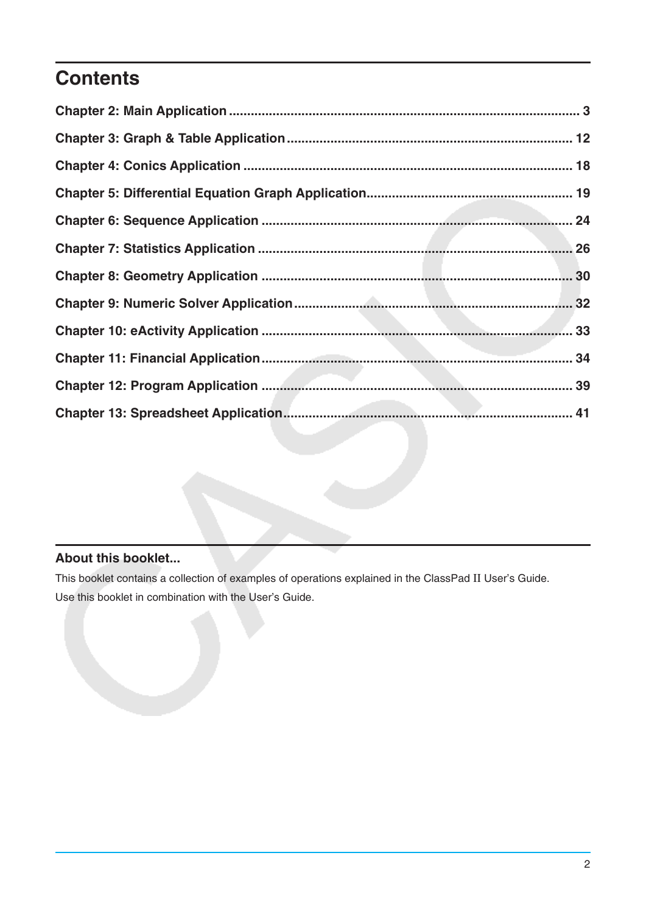# Contents

Chapter 2: Main Application .......... 3

Chapter 3: Graph & Table Application .......... 12

Chapter 4: Conics Application .......... 18

Chapter 5: Differential Equation Graph Application .......... 19

Chapter 6: Sequence Application .......... 24

Chapter 7: Statistics Application .......... 26

Chapter 8: Geometry Application .......... 30

Chapter 9: Numeric Solver Application .......... 32

Chapter 10: eActivity Application .......... 33

Chapter 11: Financial Application .......... 34

Chapter 12: Program Application .......... 39

Chapter 13: Spreadsheet Application .......... 41

### About this booklet...

This booklet contains a collection of examples of operations explained in the ClassPad II User's Guide.

Use this booklet in combination with the User's Guide.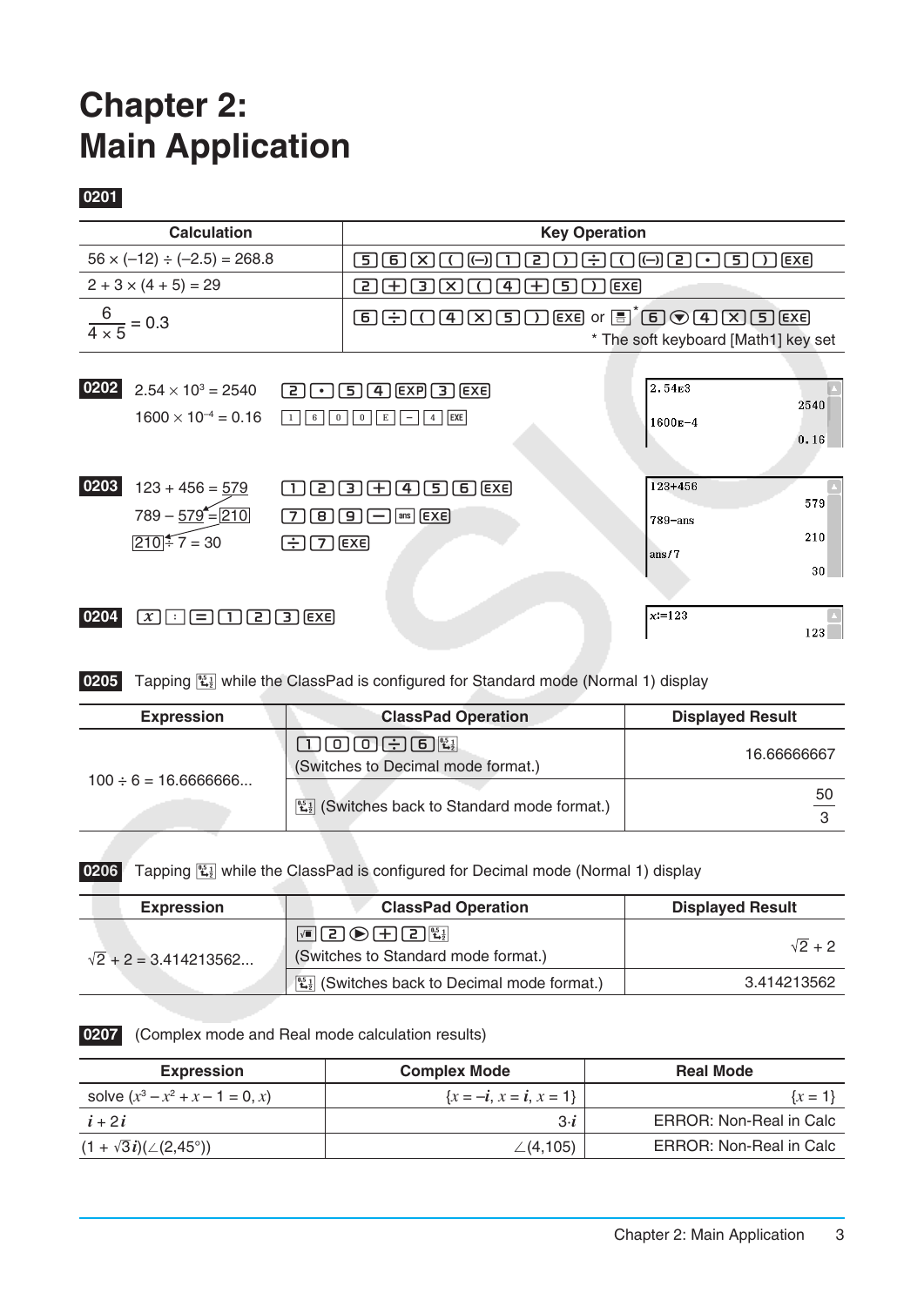// Chapter 2: Main Application

**0201**

| Calculation | Key Operation |
|---|---|
| $56 \times (-12) \div (-2.5) = 268.8$ | 5 6 × ( (−) 1 2 ) ÷ ( (−) 2 . 5 ) EXE |
| $2 + 3 \times (4 + 5) = 29$ | 2 + 3 × ( 4 + 5 ) EXE |
| $\frac{6}{4 \times 5} = 0.3$ | 6 ÷ ( 4 × 5 ) EXE or [fraction]* 6 ▼ 4 × 5 EXE<br>* The soft keyboard [Math1] key set |

**0202** $2.54 \times 10^3 = 2540$   2 . 5 4 EXP 3 EXE

$1600 \times 10^{-4} = 0.16$   1 6 0 0 E − 4 EXE

```
2.54E3
                2540
1600E-4
                0.16
```

**0203** $123 + 456 = \underline{579}$   1 2 3 + 4 5 6 EXE

$789 - \underline{579} = \boxed{210}$   7 8 9 − ans EXE

$\boxed{210} \div 7 = 30$   ÷ 7 EXE

```
123+456
                 579
789-ans
                 210
ans/7
                  30
```

**0204** x : = 1 2 3 EXE

```
x:=123
                 123
```

**0205** Tapping [⇔] while the ClassPad is configured for Standard mode (Normal 1) display

| Expression | ClassPad Operation | Displayed Result |
|---|---|---|
| $100 \div 6 = 16.6666666...$ | 1 0 0 ÷ 6 [⇔]<br>(Switches to Decimal mode format.) | 16.66666667 |
| | [⇔] (Switches back to Standard mode format.) | $\frac{50}{3}$ |

**0206** Tapping [⇔] while the ClassPad is configured for Decimal mode (Normal 1) display

| Expression | ClassPad Operation | Displayed Result |
|---|---|---|
| $\sqrt{2} + 2 = 3.414213562...$ | [√] 2 ▶ + 2 [⇔]<br>(Switches to Standard mode format.) | $\sqrt{2} + 2$ |
| | [⇔] (Switches back to Decimal mode format.) | 3.414213562 |

**0207** (Complex mode and Real mode calculation results)

| Expression | Complex Mode | Real Mode |
|---|---|---|
| solve $(x^3 - x^2 + x - 1 = 0, x)$ | $\{x = -\boldsymbol{i}, x = \boldsymbol{i}, x = 1\}$ | $\{x = 1\}$ |
| $\boldsymbol{i} + 2\boldsymbol{i}$ | $3 \cdot \boldsymbol{i}$ | ERROR: Non-Real in Calc |
| $(1 + \sqrt{3}\boldsymbol{i})(\angle(2,45°))$ | $\angle(4,105)$ | ERROR: Non-Real in Calc |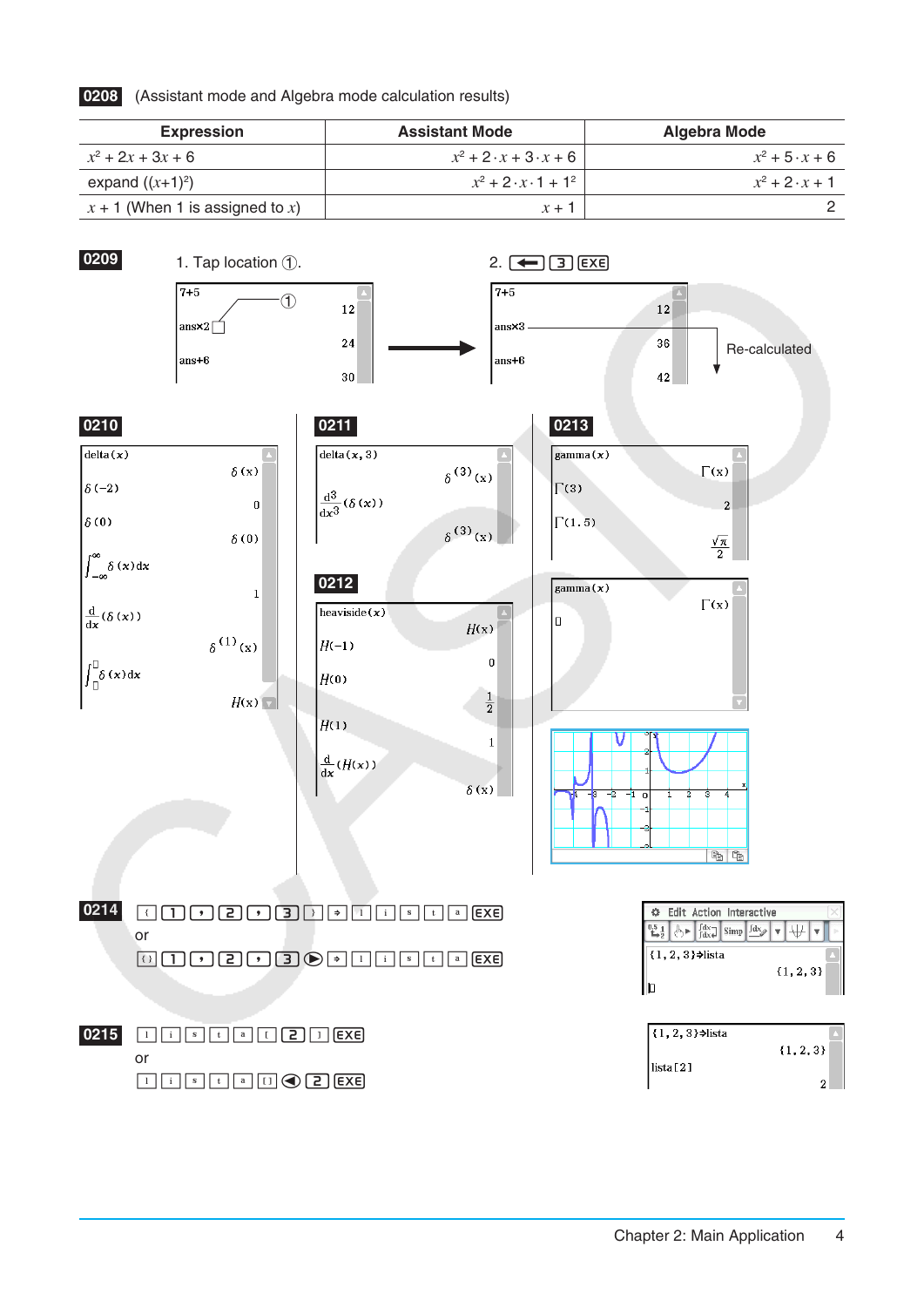**0208** (Assistant mode and Algebra mode calculation results)

| Expression | Assistant Mode | Algebra Mode |
|---|---|---|
| $x^2 + 2x + 3x + 6$ | $x^2 + 2 \cdot x + 3 \cdot x + 6$ | $x^2 + 5 \cdot x + 6$ |
| expand $((x+1)^2)$ | $x^2 + 2 \cdot x \cdot 1 + 1^2$ | $x^2 + 2 \cdot x + 1$ |
| $x + 1$ (When 1 is assigned to $x$) | $x + 1$ | 2 |

**0209**

1. Tap location ①.

2. [←] [3] [EXE]

Re-calculated

**0210**

**0211**

**0212**

**0213**

**0214** [{] [1] [,] [2] [,] [3] [}] [⇒] [l] [i] [s] [t] [a] [EXE]

or

[{}] [1] [,] [2] [,] [3] [▶] [⇒] [l] [i] [s] [t] [a] [EXE]

**0215** [l] [i] [s] [t] [a] [[] [2] []] [EXE]

or

[l] [i] [s] [t] [a] [[]] [◀] [2] [EXE]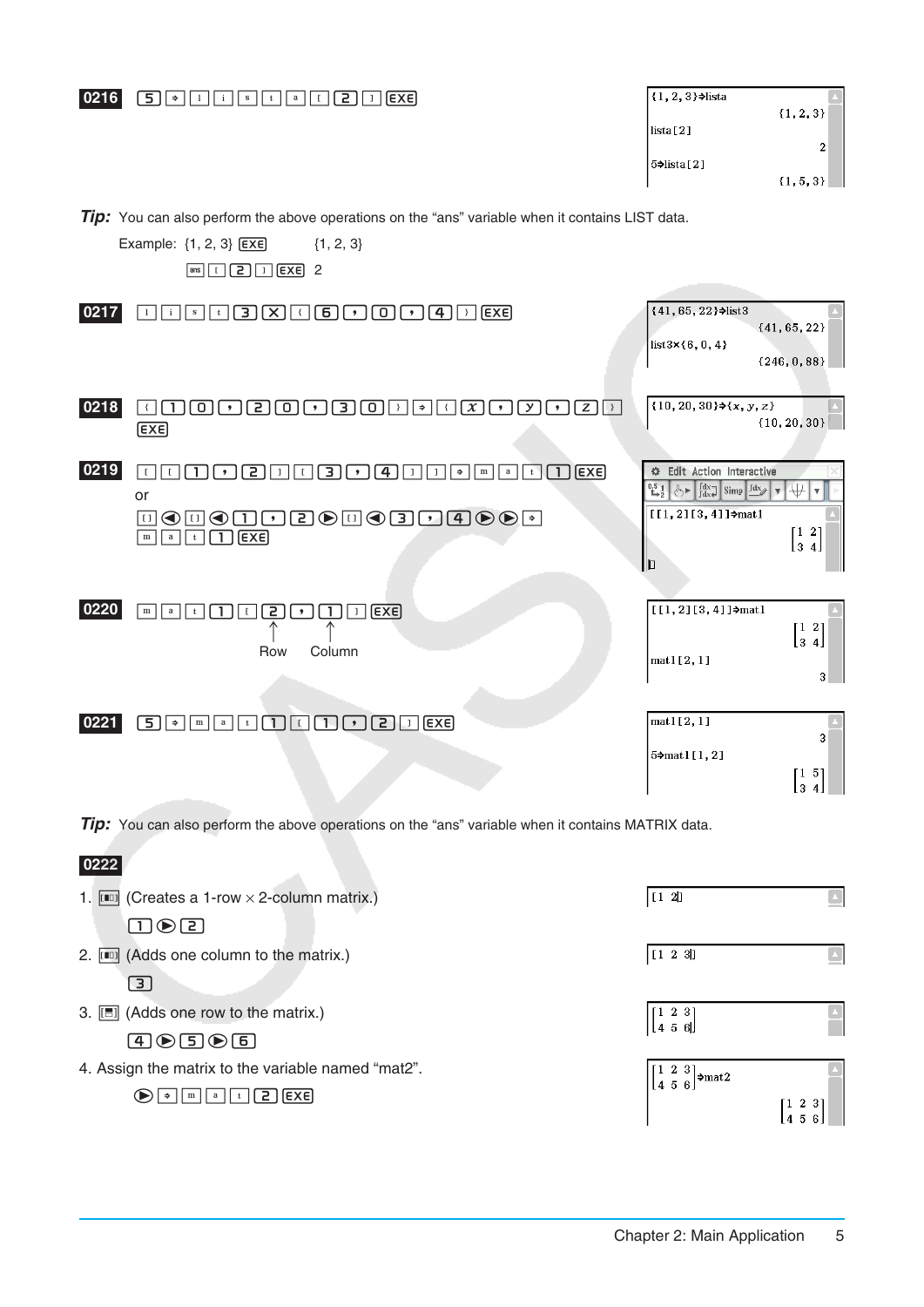**0216** 5 ⇒ l i s t a [ 2 ] EXE

```
{1, 2, 3}⇒lista
                {1, 2, 3}
lista[2]
                        2
5⇒lista[2]
                {1, 5, 3}
```

***Tip:*** You can also perform the above operations on the "ans" variable when it contains LIST data.

Example: {1, 2, 3} EXE {1, 2, 3}

ans [ 2 ] EXE 2

**0217** l i s t 3 × { 6 , 0 , 4 } EXE

```
{41, 65, 22}⇒list3
              {41, 65, 22}
list3×{6, 0, 4}
              {246, 0, 88}
```

**0218** { 1 0 , 2 0 , 3 0 } ⇒ { x , y , z } EXE

```
{10, 20, 30}⇒{x, y, z}
              {10, 20, 30}
```

**0219** [ [ 1 , 2 ] [ 3 , 4 ] ] ⇒ m a t 1 EXE

or

[] ◀ [] ◀ 1 , 2 ▶ [] ◀ 3 , 4 ▶ ▶ ⇒ m a t 1 EXE

```
[[1, 2][3, 4]]⇒mat1
                  [1 2]
                  [3 4]
```

**0220** m a t 1 [ 2 , 1 ] EXE

↑ Row ↑ Column

```
[[1, 2][3, 4]]⇒mat1
                  [1 2]
                  [3 4]
mat1[2, 1]
                      3
```

**0221** 5 ⇒ m a t 1 [ 1 , 2 ] EXE

```
mat1[2, 1]
                      3
5⇒mat1[1, 2]
                  [1 5]
                  [3 4]
```

***Tip:*** You can also perform the above operations on the "ans" variable when it contains MATRIX data.

**0222**

1. [■□] (Creates a 1-row × 2-column matrix.)

   1 ▶ 2

   `[1 2]`

2. [■□] (Adds one column to the matrix.)

   3

   `[1 2 3]`

3. [■] (Adds one row to the matrix.)

   4 ▶ 5 ▶ 6

   ```
   [1 2 3]
   [4 5 6]
   ```

4. Assign the matrix to the variable named "mat2".

   ▶ ⇒ m a t 2 EXE

   ```
   [1 2 3]
   [4 5 6]⇒mat2
                  [1 2 3]
                  [4 5 6]
   ```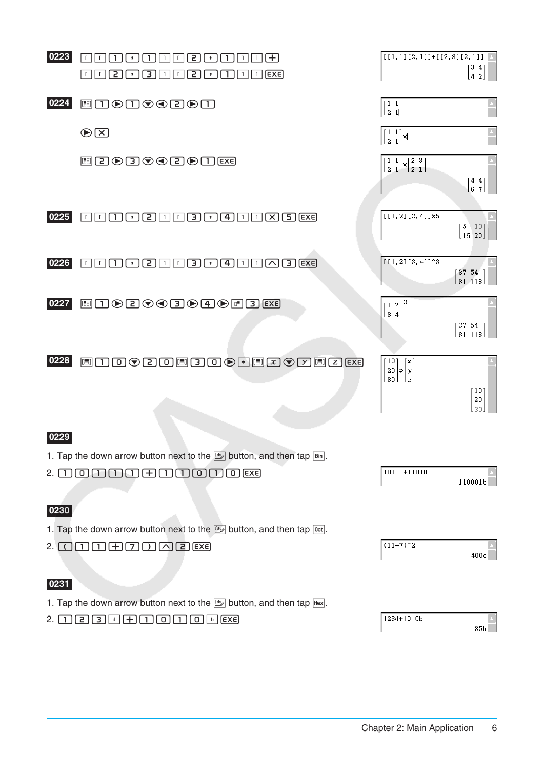**0223** [ [ 1 , 1 ] [ 2 , 1 ] ] + [ [ 2 , 3 ] [ 2 , 1 ] ] EXE

```
[[1,1][2,1]]+[[2,3][2,1]]
                    [3 4]
                    [4 2]
```

**0224** [matrix] 1 ▶ 1 ▼ ◀ 2 ▶ 1

▶ ×

[matrix] 2 ▶ 3 ▼ ◀ 2 ▶ 1 EXE

$$\begin{bmatrix}1 & 1\\2 & 1\end{bmatrix}\times\begin{bmatrix}2 & 3\\2 & 1\end{bmatrix}$$
$$\begin{bmatrix}4 & 4\\6 & 7\end{bmatrix}$$

**0225** [ [ 1 , 2 ] [ 3 , 4 ] ] × 5 EXE

```
[[1,2][3,4]]×5
                    [5  10]
                    [15 20]
```

**0226** [ [ 1 , 2 ] [ 3 , 4 ] ] ^ 3 EXE

```
[[1,2][3,4]]^3
                    [37 54 ]
                    [81 118]
```

**0227** [matrix] 1 ▶ 2 ▼ ◀ 3 ▶ 4 ▶ [power] 3 EXE

$$\begin{bmatrix}1 & 2\\3 & 4\end{bmatrix}^3$$
$$\begin{bmatrix}37 & 54\\81 & 118\end{bmatrix}$$

**0228** [matrix] 1 0 ▼ 2 0 [matrix] 3 0 ▶ ⇒ [matrix] x ▼ y [matrix] z EXE

$$\begin{bmatrix}10\\20\\30\end{bmatrix}\Rightarrow\begin{bmatrix}x\\y\\z\end{bmatrix}$$
$$\begin{bmatrix}10\\20\\30\end{bmatrix}$$

**0229**

1. Tap the down arrow button next to the [fdx] button, and then tap [Bin].
2. 1 0 1 1 1 + 1 1 0 1 0 EXE

```
10111+11010
                    110001b
```

**0230**

1. Tap the down arrow button next to the [fdx] button, and then tap [Oct].
2. ( 1 1 + 7 ) ^ 2 EXE

```
(11+7)^2
                    400o
```

**0231**

1. Tap the down arrow button next to the [fdx] button, and then tap [Hex].
2. 1 2 3 d + 1 0 1 0 b EXE

```
123d+1010b
                    85h
```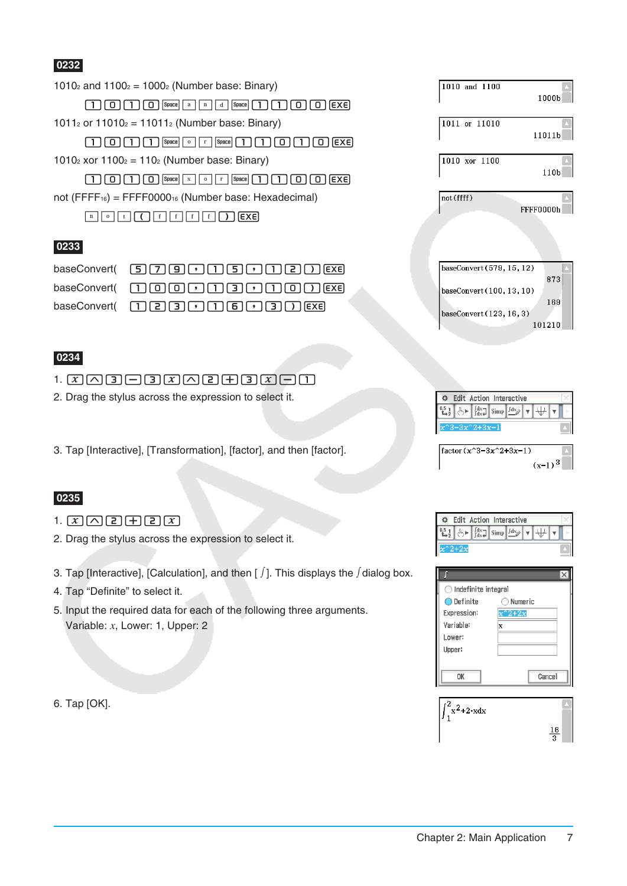**0232**

$1010_2$ and $1100_2$ = $1000_2$ (Number base: Binary)

1 0 1 0 Space a n d Space 1 1 0 0 EXE

$1011_2$ or $11010_2$ = $11011_2$ (Number base: Binary)

1 0 1 1 Space o r Space 1 1 0 1 0 EXE

$1010_2$ xor $1100_2$ = $110_2$ (Number base: Binary)

1 0 1 0 Space x o r Space 1 1 0 0 EXE

not ($FFFF_{16}$) = $FFFF0000_{16}$ (Number base: Hexadecimal)

n o t ( f f f f ) EXE

```
1010 and 1100
                1000b
1011 or 11010
               11011b
1010 xor 1100
                 110b
not(ffff)
            FFFF0000h
```

**0233**

baseConvert( 5 7 9 , 1 5 , 1 2 ) EXE

baseConvert( 1 0 0 , 1 3 , 1 0 ) EXE

baseConvert( 1 2 3 , 1 6 , 3 ) EXE

```
baseConvert(579, 15, 12)
                  873
baseConvert(100, 13, 10)
                  169
baseConvert(123, 16, 3)
               101210
```

**0234**

1. x ^ 3 − 3 x ^ 2 + 3 x − 1
2. Drag the stylus across the expression to select it.

```
x^3-3x^2+3x-1
```

3. Tap [Interactive], [Transformation], [factor], and then [factor].

```
factor(x^3-3x^2+3x-1)
                (x-1)^3
```

**0235**

1. x ^ 2 + 2 x
2. Drag the stylus across the expression to select it.

```
x^2+2x
```

3. Tap [Interactive], [Calculation], and then [ ∫ ]. This displays the ∫ dialog box.
4. Tap "Definite" to select it.
5. Input the required data for each of the following three arguments.
   Variable: $x$, Lower: 1, Upper: 2

```
Indefinite integral
Definite        Numeric
Expression: x^2+2x
Variable:   x
Lower:
Upper:
OK                Cancel
```

6. Tap [OK].

$$\int_1^2 x^2+2\cdot x\,dx = \frac{16}{3}$$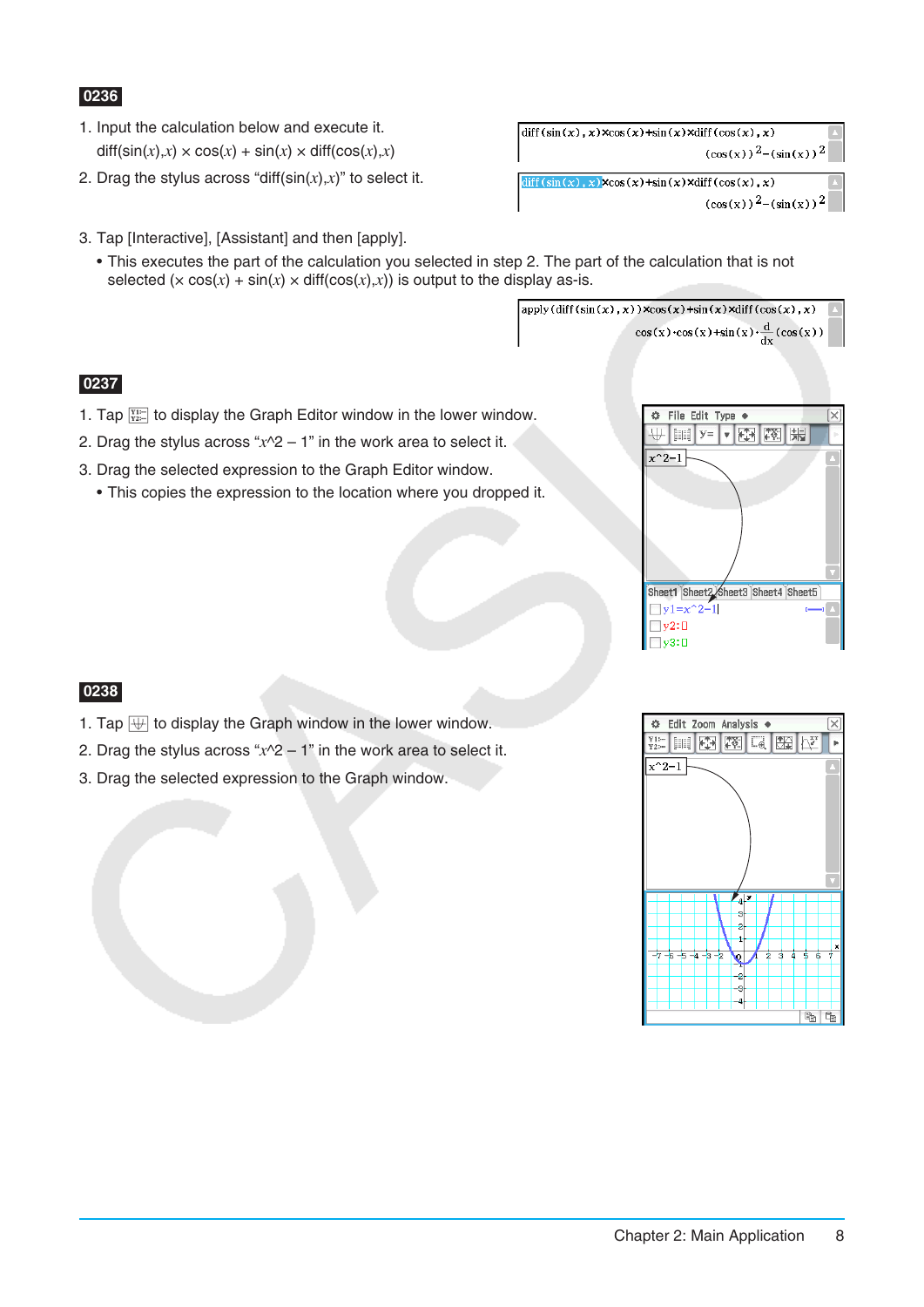**0236**

1. Input the calculation below and execute it.

   diff(sin($x$),$x$) × cos($x$) + sin($x$) × diff(cos($x$),$x$)

2. Drag the stylus across “diff(sin($x$),$x$)” to select it.

3. Tap [Interactive], [Assistant] and then [apply].
   - This executes the part of the calculation you selected in step 2. The part of the calculation that is not selected (× cos($x$) + sin($x$) × diff(cos($x$),$x$)) is output to the display as-is.

**0237**

1. Tap [icon] to display the Graph Editor window in the lower window.
2. Drag the stylus across “$x$^2 – 1” in the work area to select it.
3. Drag the selected expression to the Graph Editor window.
   - This copies the expression to the location where you dropped it.

**0238**

1. Tap [icon] to display the Graph window in the lower window.
2. Drag the stylus across “$x$^2 – 1” in the work area to select it.
3. Drag the selected expression to the Graph window.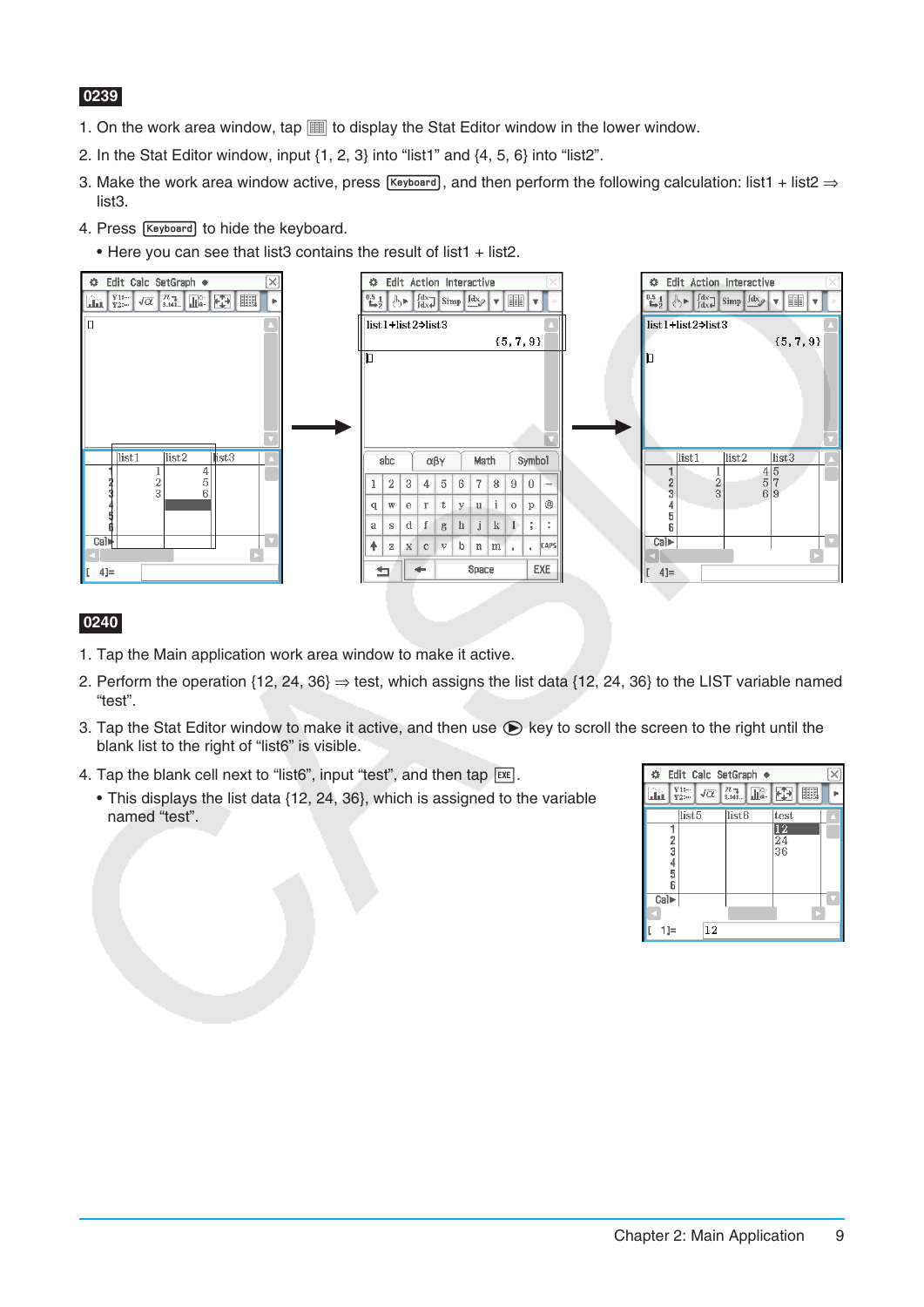**0239**

1. On the work area window, tap ▦ to display the Stat Editor window in the lower window.
2. In the Stat Editor window, input {1, 2, 3} into “list1” and {4, 5, 6} into “list2”.
3. Make the work area window active, press Keyboard, and then perform the following calculation: list1 + list2 ⇒ list3.
4. Press Keyboard to hide the keyboard.
   - Here you can see that list3 contains the result of list1 + list2.

**0240**

1. Tap the Main application work area window to make it active.
2. Perform the operation {12, 24, 36} ⇒ test, which assigns the list data {12, 24, 36} to the LIST variable named “test”.
3. Tap the Stat Editor window to make it active, and then use ▶ key to scroll the screen to the right until the blank list to the right of “list6” is visible.
4. Tap the blank cell next to “list6”, input “test”, and then tap EXE.
   - This displays the list data {12, 24, 36}, which is assigned to the variable named “test”.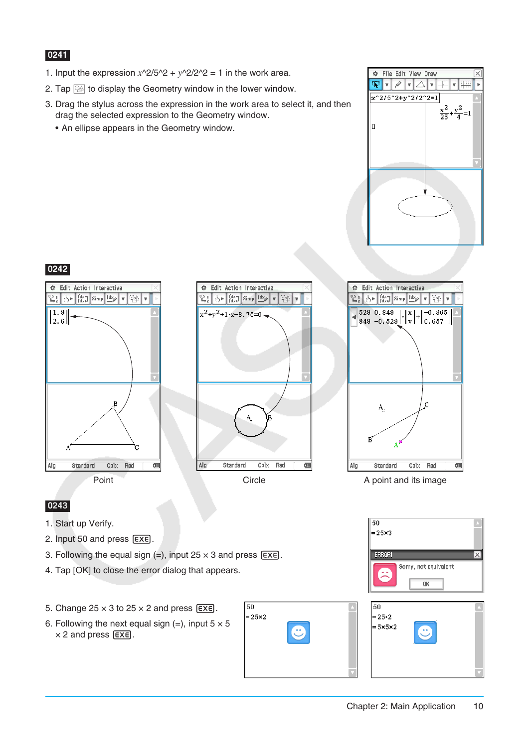**0241**

1. Input the expression $x$^2/5^2 + $y$^2/2^2 = 1 in the work area.
2. Tap [icon] to display the Geometry window in the lower window.
3. Drag the stylus across the expression in the work area to select it, and then drag the selected expression to the Geometry window.
   - An ellipse appears in the Geometry window.

**0242**

Point

Circle

A point and its image

**0243**

1. Start up Verify.
2. Input 50 and press EXE.
3. Following the equal sign (=), input 25 × 3 and press EXE.
4. Tap [OK] to close the error dialog that appears.
5. Change 25 × 3 to 25 × 2 and press EXE.
6. Following the next equal sign (=), input 5 × 5 × 2 and press EXE.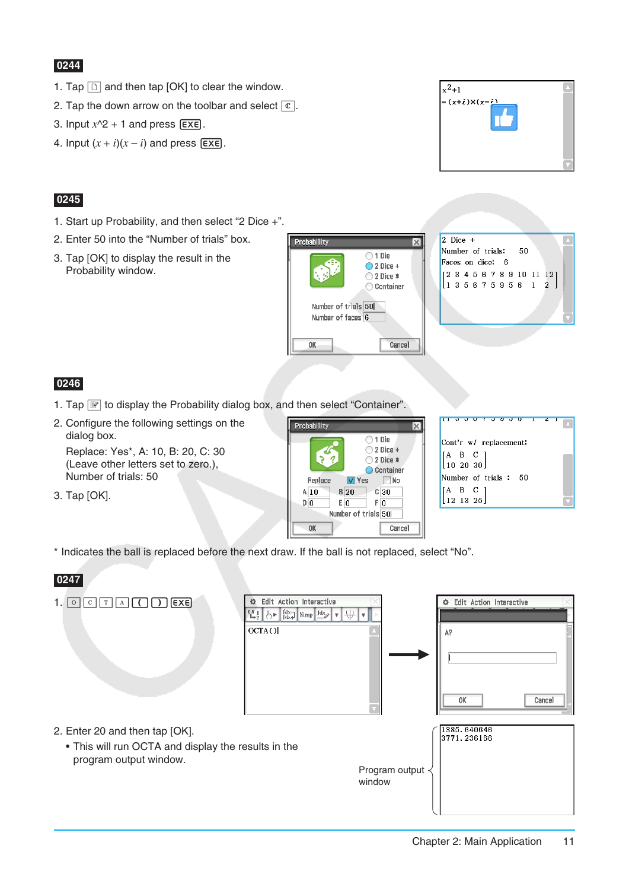**0244**

1. Tap [icon] and then tap [OK] to clear the window.
2. Tap the down arrow on the toolbar and select [ℂ].
3. Input $x$^2 + 1 and press [EXE].
4. Input ($x$ + $i$)($x$ – $i$) and press [EXE].

**0245**

1. Start up Probability, and then select “2 Dice +”.
2. Enter 50 into the “Number of trials” box.
3. Tap [OK] to display the result in the Probability window.

**0246**

1. Tap [icon] to display the Probability dialog box, and then select “Container”.
2. Configure the following settings on the dialog box.

   Replace: Yes*, A: 10, B: 20, C: 30
   (Leave other letters set to zero.),
   Number of trials: 50
3. Tap [OK].

\* Indicates the ball is replaced before the next draw. If the ball is not replaced, select “No”.

**0247**

1. [O] [C] [T] [A] [(] [)] [EXE]

2. Enter 20 and then tap [OK].
   - This will run OCTA and display the results in the program output window.

Program output window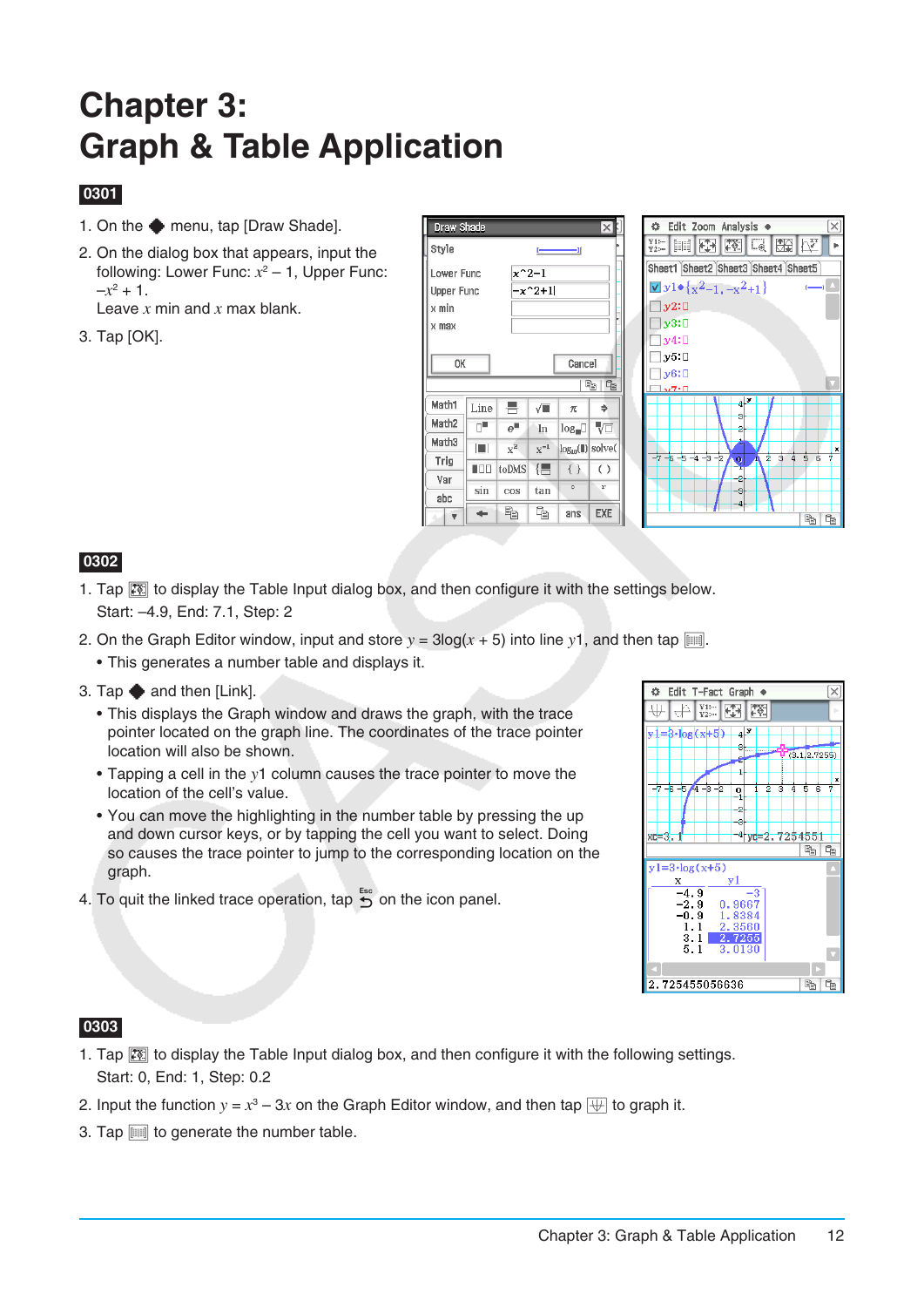# Chapter 3: Graph & Table Application

**0301**

1. On the ◆ menu, tap [Draw Shade].
2. On the dialog box that appears, input the following: Lower Func: $x^2 - 1$, Upper Func: $-x^2 + 1$.
   Leave $x$ min and $x$ max blank.
3. Tap [OK].

**0302**

1. Tap [icon] to display the Table Input dialog box, and then configure it with the settings below.
   Start: –4.9, End: 7.1, Step: 2
2. On the Graph Editor window, input and store $y = 3\log(x + 5)$ into line $y1$, and then tap [icon].
   - This generates a number table and displays it.
3. Tap ◆ and then [Link].
   - This displays the Graph window and draws the graph, with the trace pointer located on the graph line. The coordinates of the trace pointer location will also be shown.
   - Tapping a cell in the $y1$ column causes the trace pointer to move the location of the cell's value.
   - You can move the highlighting in the number table by pressing the up and down cursor keys, or by tapping the cell you want to select. Doing so causes the trace pointer to jump to the corresponding location on the graph.
4. To quit the linked trace operation, tap [Esc] on the icon panel.

**0303**

1. Tap [icon] to display the Table Input dialog box, and then configure it with the following settings.
   Start: 0, End: 1, Step: 0.2
2. Input the function $y = x^3 - 3x$ on the Graph Editor window, and then tap [icon] to graph it.
3. Tap [icon] to generate the number table.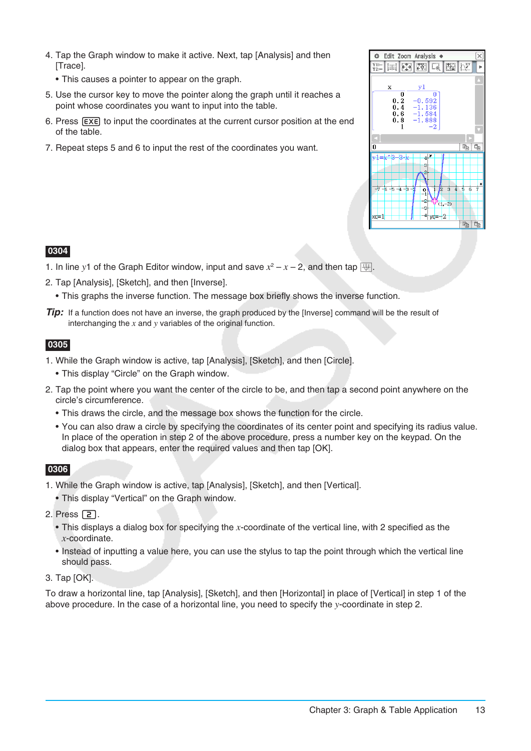4. Tap the Graph window to make it active. Next, tap [Analysis] and then [Trace].
   - This causes a pointer to appear on the graph.

5. Use the cursor key to move the pointer along the graph until it reaches a point whose coordinates you want to input into the table.

6. Press EXE to input the coordinates at the current cursor position at the end of the table.

7. Repeat steps 5 and 6 to input the rest of the coordinates you want.

**0304**

1. In line $y$1 of the Graph Editor window, input and save $x^2 - x - 2$, and then tap .

2. Tap [Analysis], [Sketch], and then [Inverse].
   - This graphs the inverse function. The message box briefly shows the inverse function.

***Tip:*** If a function does not have an inverse, the graph produced by the [Inverse] command will be the result of interchanging the $x$ and $y$ variables of the original function.

**0305**

1. While the Graph window is active, tap [Analysis], [Sketch], and then [Circle].
   - This display “Circle” on the Graph window.

2. Tap the point where you want the center of the circle to be, and then tap a second point anywhere on the circle’s circumference.
   - This draws the circle, and the message box shows the function for the circle.
   - You can also draw a circle by specifying the coordinates of its center point and specifying its radius value. In place of the operation in step 2 of the above procedure, press a number key on the keypad. On the dialog box that appears, enter the required values and then tap [OK].

**0306**

1. While the Graph window is active, tap [Analysis], [Sketch], and then [Vertical].
   - This display “Vertical” on the Graph window.

2. Press 2.
   - This displays a dialog box for specifying the $x$-coordinate of the vertical line, with 2 specified as the $x$-coordinate.
   - Instead of inputting a value here, you can use the stylus to tap the point through which the vertical line should pass.

3. Tap [OK].

To draw a horizontal line, tap [Analysis], [Sketch], and then [Horizontal] in place of [Vertical] in step 1 of the above procedure. In the case of a horizontal line, you need to specify the $y$-coordinate in step 2.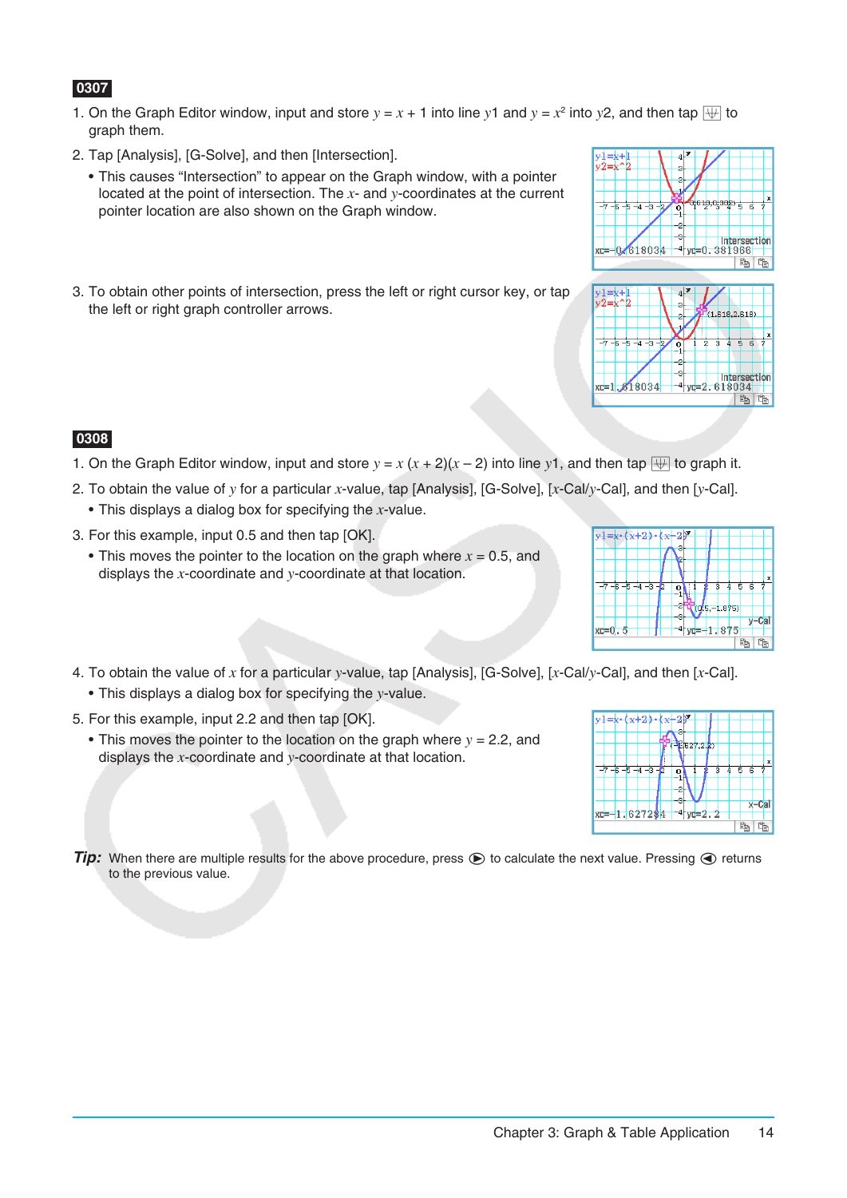**0307**

1. On the Graph Editor window, input and store $y = x + 1$ into line $y1$ and $y = x^2$ into $y2$, and then tap [graph icon] to graph them.

2. Tap [Analysis], [G-Solve], and then [Intersection].
   - This causes "Intersection" to appear on the Graph window, with a pointer located at the point of intersection. The $x$- and $y$-coordinates at the current pointer location are also shown on the Graph window.

3. To obtain other points of intersection, press the left or right cursor key, or tap the left or right graph controller arrows.

**0308**

1. On the Graph Editor window, input and store $y = x\,(x + 2)(x - 2)$ into line $y1$, and then tap [graph icon] to graph it.

2. To obtain the value of $y$ for a particular $x$-value, tap [Analysis], [G-Solve], [$x$-Cal/$y$-Cal], and then [$y$-Cal].
   - This displays a dialog box for specifying the $x$-value.

3. For this example, input 0.5 and then tap [OK].
   - This moves the pointer to the location on the graph where $x = 0.5$, and displays the $x$-coordinate and $y$-coordinate at that location.

4. To obtain the value of $x$ for a particular $y$-value, tap [Analysis], [G-Solve], [$x$-Cal/$y$-Cal], and then [$x$-Cal].
   - This displays a dialog box for specifying the $y$-value.

5. For this example, input 2.2 and then tap [OK].
   - This moves the pointer to the location on the graph where $y = 2.2$, and displays the $x$-coordinate and $y$-coordinate at that location.

***Tip:*** When there are multiple results for the above procedure, press ▶ to calculate the next value. Pressing ◀ returns to the previous value.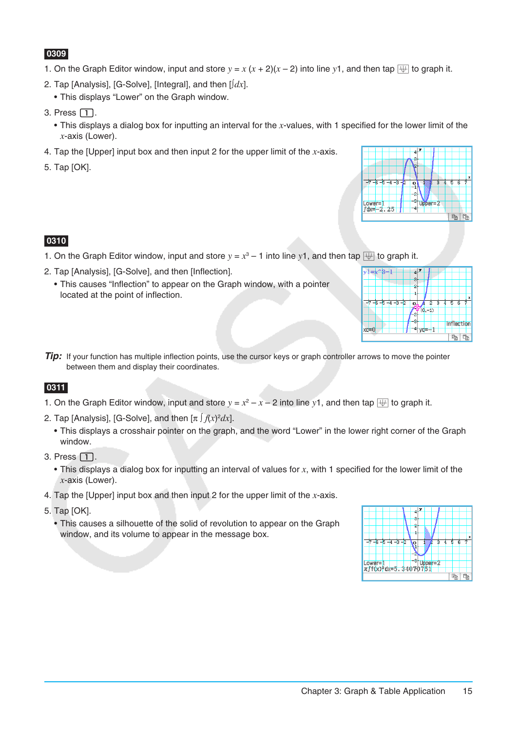## 0309

1. On the Graph Editor window, input and store $y = x(x + 2)(x - 2)$ into line $y1$, and then tap [graph icon] to graph it.
2. Tap [Analysis], [G-Solve], [Integral], and then [$\int dx$].
   - This displays "Lower" on the Graph window.
3. Press [1].
   - This displays a dialog box for inputting an interval for the $x$-values, with 1 specified for the lower limit of the $x$-axis (Lower).
4. Tap the [Upper] input box and then input 2 for the upper limit of the $x$-axis.
5. Tap [OK].

## 0310

1. On the Graph Editor window, input and store $y = x^3 - 1$ into line $y1$, and then tap [graph icon] to graph it.
2. Tap [Analysis], [G-Solve], and then [Inflection].
   - This causes "Inflection" to appear on the Graph window, with a pointer located at the point of inflection.

***Tip:*** If your function has multiple inflection points, use the cursor keys or graph controller arrows to move the pointer between them and display their coordinates.

## 0311

1. On the Graph Editor window, input and store $y = x^2 - x - 2$ into line $y1$, and then tap [graph icon] to graph it.
2. Tap [Analysis], [G-Solve], and then [$\pi \int f(x)^2 dx$].
   - This displays a crosshair pointer on the graph, and the word "Lower" in the lower right corner of the Graph window.
3. Press [1].
   - This displays a dialog box for inputting an interval of values for $x$, with 1 specified for the lower limit of the $x$-axis (Lower).
4. Tap the [Upper] input box and then input 2 for the upper limit of the $x$-axis.
5. Tap [OK].
   - This causes a silhouette of the solid of revolution to appear on the Graph window, and its volume to appear in the message box.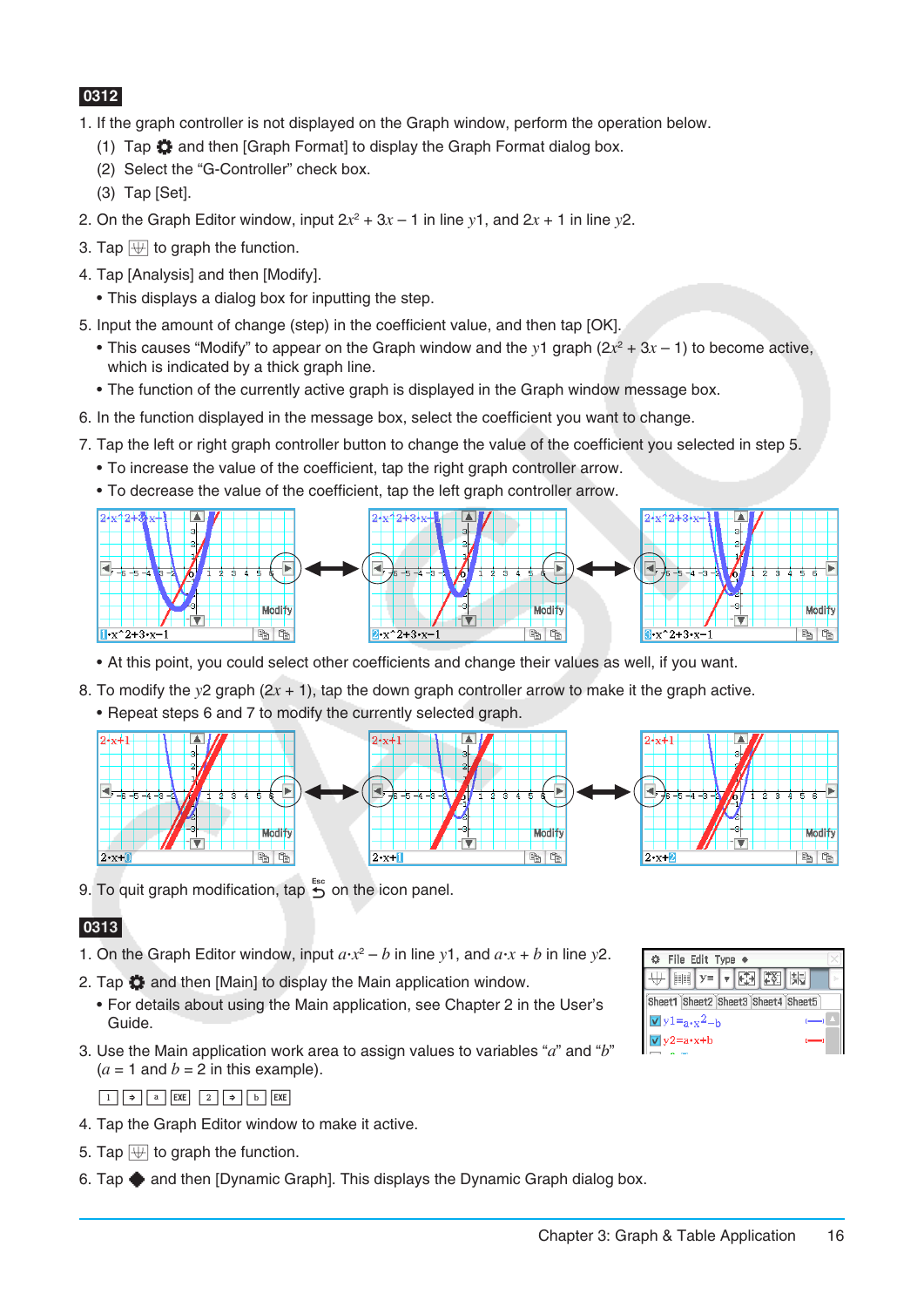**0312**

1. If the graph controller is not displayed on the Graph window, perform the operation below.
   (1) Tap ⚙ and then [Graph Format] to display the Graph Format dialog box.
   (2) Select the "G-Controller" check box.
   (3) Tap [Set].
2. On the Graph Editor window, input $2x^2 + 3x - 1$ in line $y1$, and $2x + 1$ in line $y2$.
3. Tap to graph the function.
4. Tap [Analysis] and then [Modify].
   - This displays a dialog box for inputting the step.
5. Input the amount of change (step) in the coefficient value, and then tap [OK].
   - This causes "Modify" to appear on the Graph window and the $y1$ graph ($2x^2 + 3x - 1$) to become active, which is indicated by a thick graph line.
   - The function of the currently active graph is displayed in the Graph window message box.
6. In the function displayed in the message box, select the coefficient you want to change.
7. Tap the left or right graph controller button to change the value of the coefficient you selected in step 5.
   - To increase the value of the coefficient, tap the right graph controller arrow.
   - To decrease the value of the coefficient, tap the left graph controller arrow.
   - At this point, you could select other coefficients and change their values as well, if you want.
8. To modify the $y2$ graph ($2x + 1$), tap the down graph controller arrow to make it the graph active.
   - Repeat steps 6 and 7 to modify the currently selected graph.
9. To quit graph modification, tap on the icon panel.

**0313**

1. On the Graph Editor window, input $a \cdot x^2 - b$ in line $y1$, and $a \cdot x + b$ in line $y2$.
2. Tap ⚙ and then [Main] to display the Main application window.
   - For details about using the Main application, see Chapter 2 in the User's Guide.
3. Use the Main application work area to assign values to variables "$a$" and "$b$" ($a = 1$ and $b = 2$ in this example).

   1 ⇒ a EXE 2 ⇒ b EXE
4. Tap the Graph Editor window to make it active.
5. Tap to graph the function.
6. Tap ◆ and then [Dynamic Graph]. This displays the Dynamic Graph dialog box.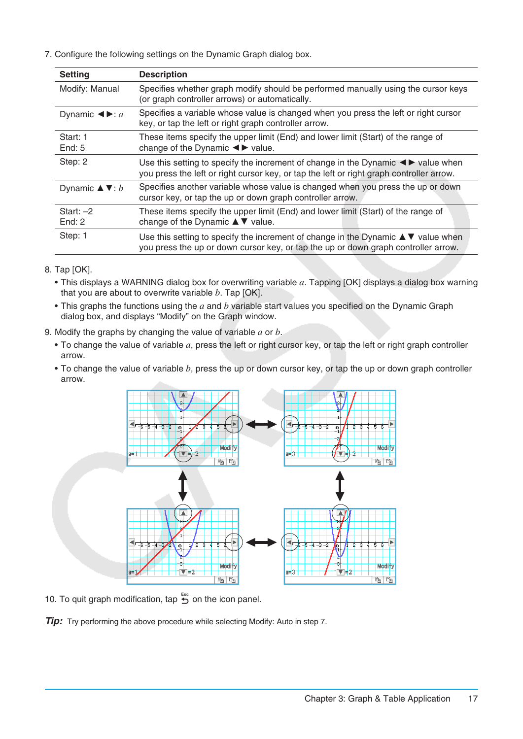7. Configure the following settings on the Dynamic Graph dialog box.

| Setting | Description |
|---|---|
| Modify: Manual | Specifies whether graph modify should be performed manually using the cursor keys (or graph controller arrows) or automatically. |
| Dynamic ◀▶: $a$ | Specifies a variable whose value is changed when you press the left or right cursor key, or tap the left or right graph controller arrow. |
| Start: 1<br>End: 5 | These items specify the upper limit (End) and lower limit (Start) of the range of change of the Dynamic ◀▶ value. |
| Step: 2 | Use this setting to specify the increment of change in the Dynamic ◀▶ value when you press the left or right cursor key, or tap the left or right graph controller arrow. |
| Dynamic ▲▼: $b$ | Specifies another variable whose value is changed when you press the up or down cursor key, or tap the up or down graph controller arrow. |
| Start: –2<br>End: 2 | These items specify the upper limit (End) and lower limit (Start) of the range of change of the Dynamic ▲▼ value. |
| Step: 1 | Use this setting to specify the increment of change in the Dynamic ▲▼ value when you press the up or down cursor key, or tap the up or down graph controller arrow. |

8. Tap [OK].
   - This displays a WARNING dialog box for overwriting variable $a$. Tapping [OK] displays a dialog box warning that you are about to overwrite variable $b$. Tap [OK].
   - This graphs the functions using the $a$ and $b$ variable start values you specified on the Dynamic Graph dialog box, and displays "Modify" on the Graph window.

9. Modify the graphs by changing the value of variable $a$ or $b$.
   - To change the value of variable $a$, press the left or right cursor key, or tap the left or right graph controller arrow.
   - To change the value of variable $b$, press the up or down cursor key, or tap the up or down graph controller arrow.

10. To quit graph modification, tap Esc on the icon panel.

***Tip:*** Try performing the above procedure while selecting Modify: Auto in step 7.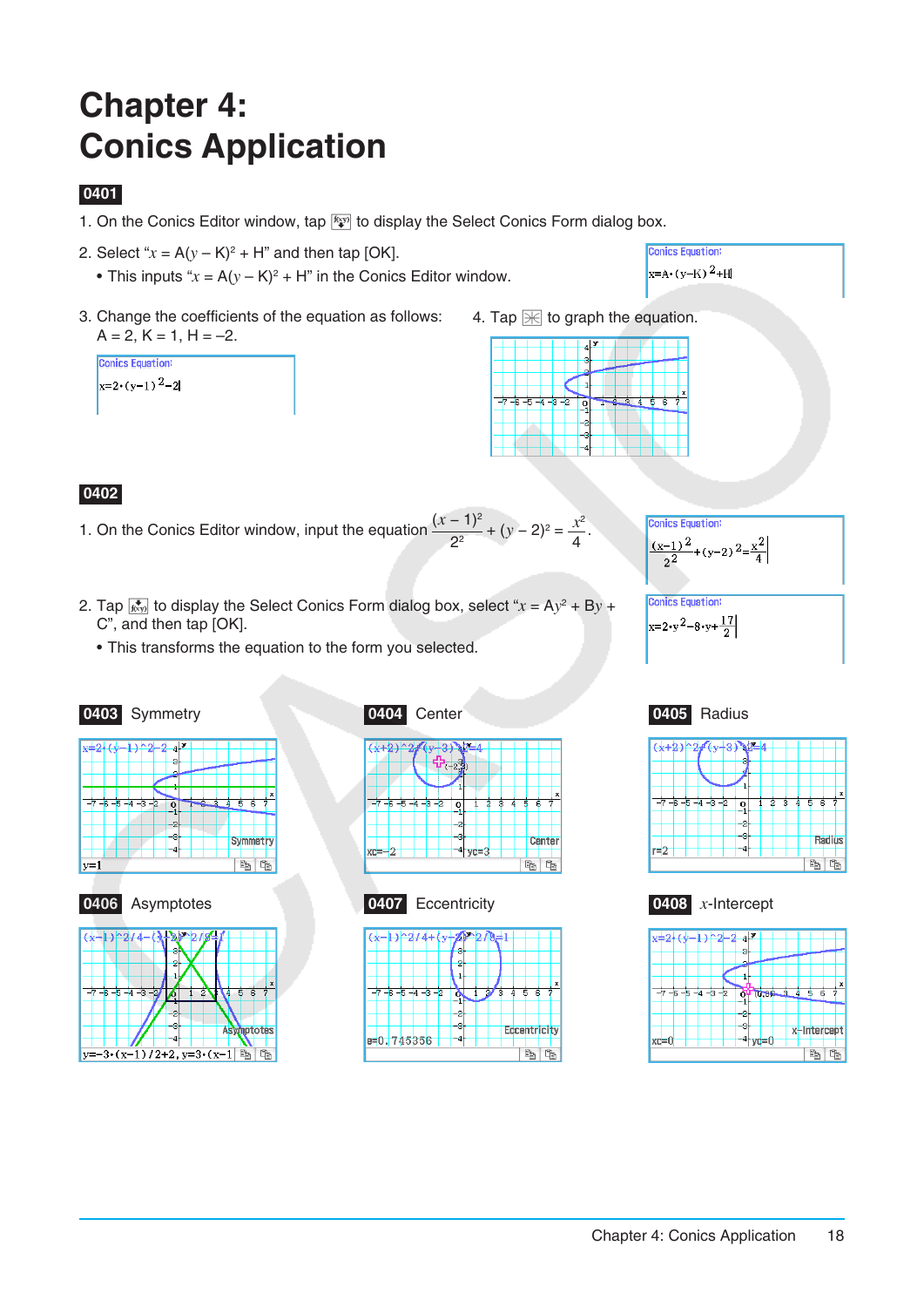# Chapter 4: Conics Application

**0401**

1. On the Conics Editor window, tap [icon] to display the Select Conics Form dialog box.

2. Select "$x = A(y - K)^2 + H$" and then tap [OK].
   - This inputs "$x = A(y - K)^2 + H$" in the Conics Editor window.

3. Change the coefficients of the equation as follows: A = 2, K = 1, H = –2.

4. Tap [icon] to graph the equation.

**0402**

1. On the Conics Editor window, input the equation $\dfrac{(x-1)^2}{2^2} + (y-2)^2 = \dfrac{x^2}{4}$.

2. Tap [icon] to display the Select Conics Form dialog box, select "$x = Ay^2 + By + C$", and then tap [OK].
   - This transforms the equation to the form you selected.

**0403** Symmetry

**0404** Center

**0405** Radius

**0406** Asymptotes

**0407** Eccentricity

**0408** $x$-Intercept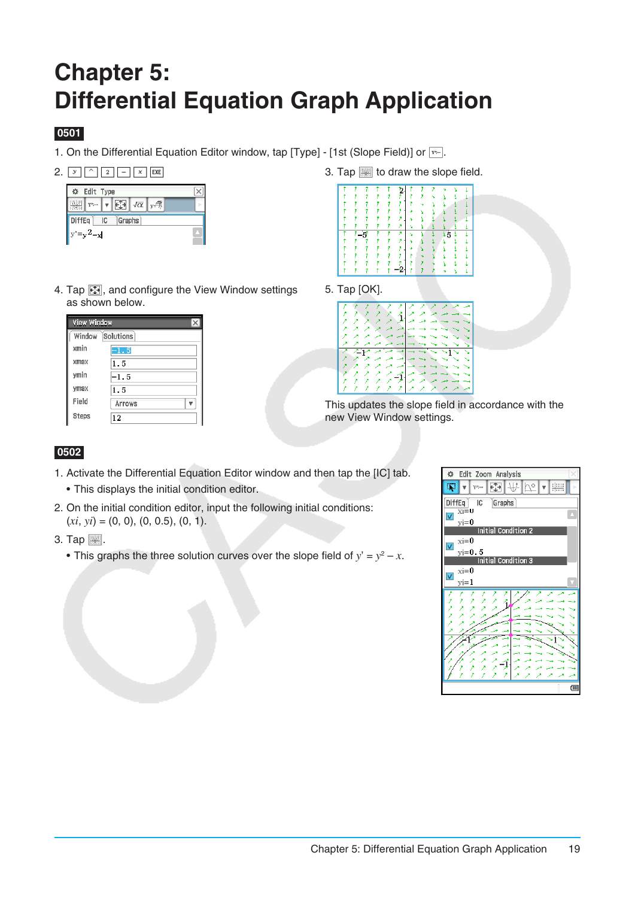# Chapter 5: Differential Equation Graph Application

**0501**

1. On the Differential Equation Editor window, tap [Type] - [1st (Slope Field)] or [y'=].
2. [y] [^] [2] [−] [x] [EXE]
3. Tap [icon] to draw the slope field.
4. Tap [icon], and configure the View Window settings as shown below.
5. Tap [OK].

This updates the slope field in accordance with the new View Window settings.

**0502**

1. Activate the Differential Equation Editor window and then tap the [IC] tab.
   - This displays the initial condition editor.
2. On the initial condition editor, input the following initial conditions:
   $(xi, yi) = (0, 0), (0, 0.5), (0, 1)$.
3. Tap [icon].
   - This graphs the three solution curves over the slope field of $y' = y^2 - x$.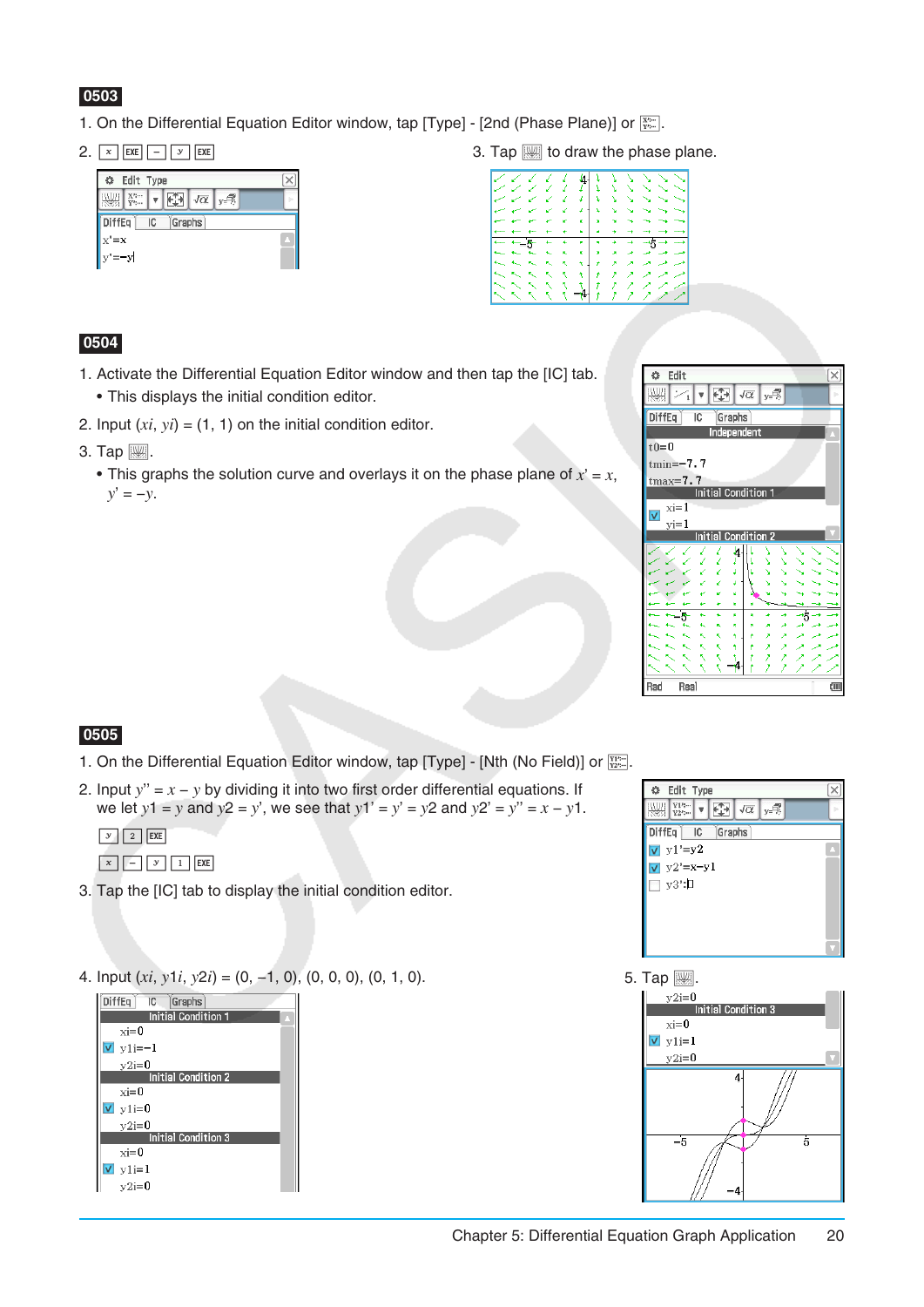**0503**

1. On the Differential Equation Editor window, tap [Type] - [2nd (Phase Plane)] or .

2. [x] [EXE] [−] [y] [EXE]

3. Tap  to draw the phase plane.

**0504**

1. Activate the Differential Equation Editor window and then tap the [IC] tab.
   - This displays the initial condition editor.

2. Input $(xi, yi) = (1, 1)$ on the initial condition editor.

3. Tap .
   - This graphs the solution curve and overlays it on the phase plane of $x' = x$, $y' = -y$.

**0505**

1. On the Differential Equation Editor window, tap [Type] - [Nth (No Field)] or .

2. Input $y'' = x - y$ by dividing it into two first order differential equations. If we let $y1 = y$ and $y2 = y'$, we see that $y1' = y' = y2$ and $y2' = y'' = x - y1$.

   [y] [2] [EXE]

   [x] [−] [y] [1] [EXE]

3. Tap the [IC] tab to display the initial condition editor.

4. Input $(xi, y1i, y2i) = (0, -1, 0), (0, 0, 0), (0, 1, 0)$.

5. Tap .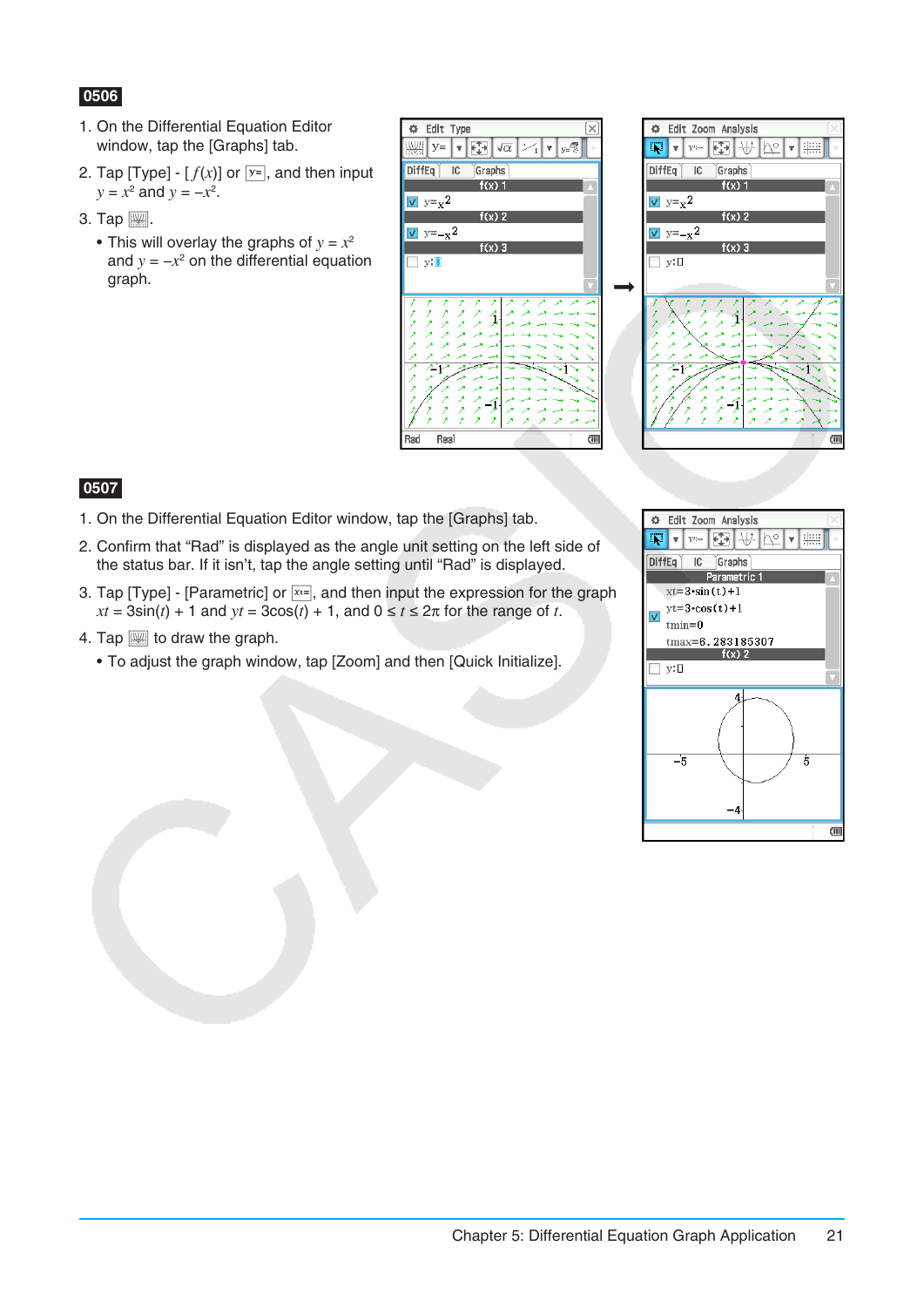**0506**

1. On the Differential Equation Editor window, tap the [Graphs] tab.
2. Tap [Type] - [ $f(x)$] or [y=], and then input $y = x^2$ and $y = -x^2$.
3. Tap [graph icon].
   - This will overlay the graphs of $y = x^2$ and $y = -x^2$ on the differential equation graph.

**0507**

1. On the Differential Equation Editor window, tap the [Graphs] tab.
2. Confirm that “Rad” is displayed as the angle unit setting on the left side of the status bar. If it isn’t, tap the angle setting until “Rad” is displayed.
3. Tap [Type] - [Parametric] or [xt=], and then input the expression for the graph $xt = 3\sin(t) + 1$ and $yt = 3\cos(t) + 1$, and $0 \le t \le 2\pi$ for the range of $t$.
4. Tap [graph icon] to draw the graph.
   - To adjust the graph window, tap [Zoom] and then [Quick Initialize].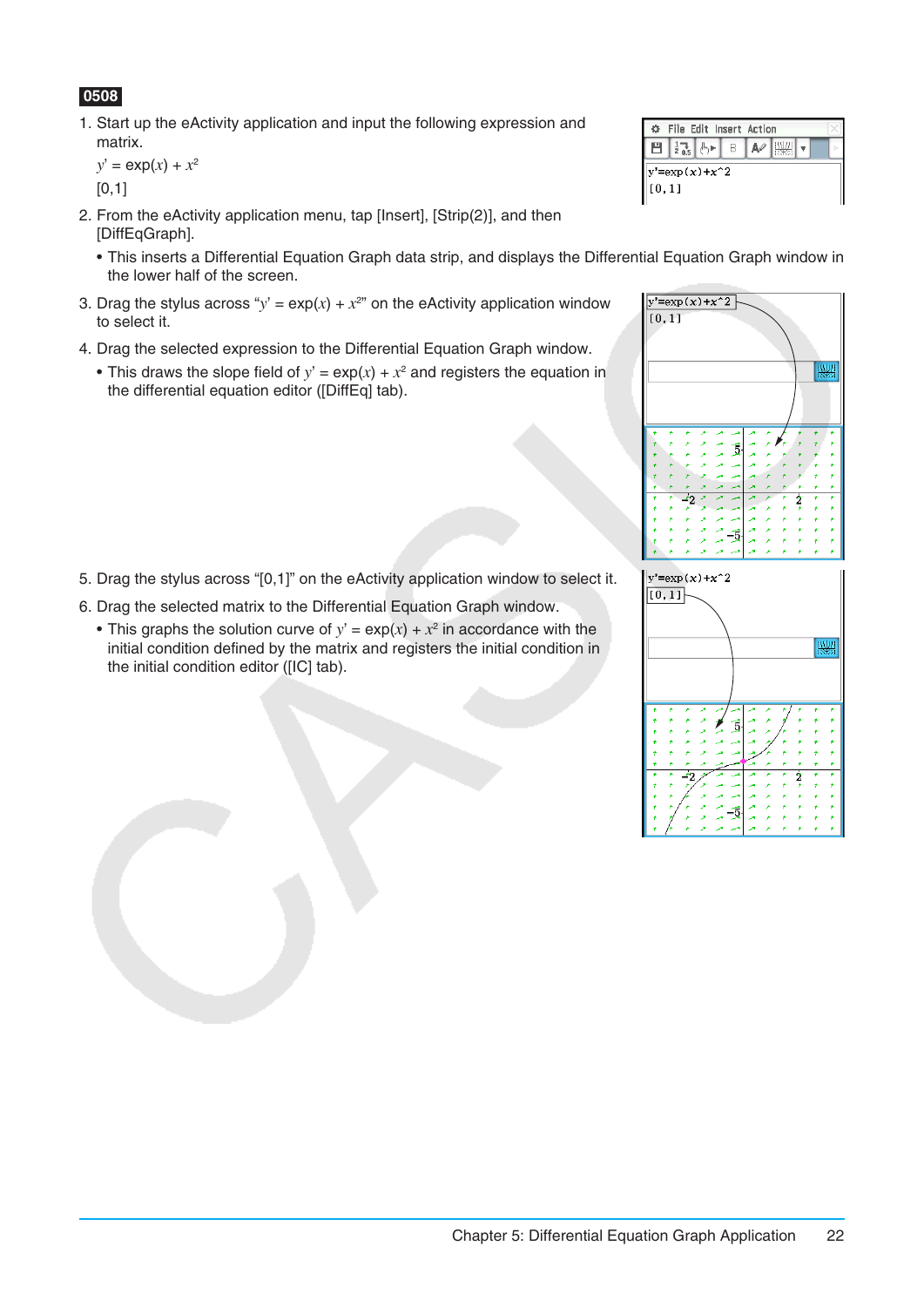**0508**

1. Start up the eActivity application and input the following expression and matrix.

   $y' = \exp(x) + x^2$

   [0,1]

2. From the eActivity application menu, tap [Insert], [Strip(2)], and then [DiffEqGraph].
   - This inserts a Differential Equation Graph data strip, and displays the Differential Equation Graph window in the lower half of the screen.

3. Drag the stylus across "$y' = \exp(x) + x^2$" on the eActivity application window to select it.

4. Drag the selected expression to the Differential Equation Graph window.
   - This draws the slope field of $y' = \exp(x) + x^2$ and registers the equation in the differential equation editor ([DiffEq] tab).

5. Drag the stylus across "[0,1]" on the eActivity application window to select it.

6. Drag the selected matrix to the Differential Equation Graph window.
   - This graphs the solution curve of $y' = \exp(x) + x^2$ in accordance with the initial condition defined by the matrix and registers the initial condition in the initial condition editor ([IC] tab).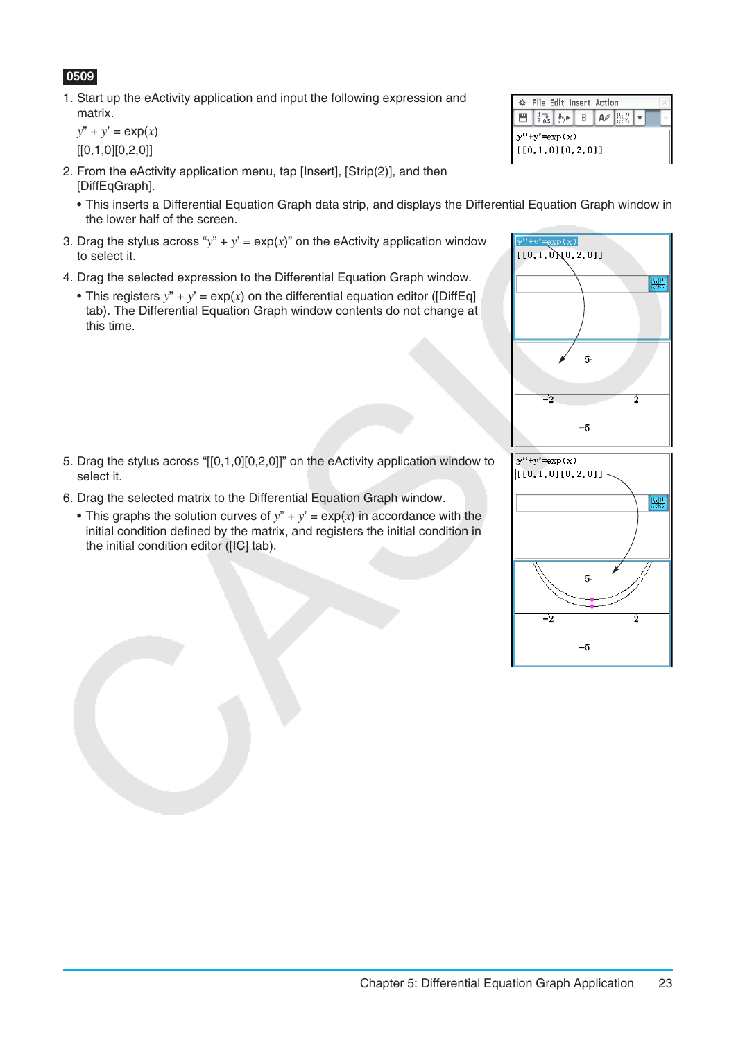**0509**

1. Start up the eActivity application and input the following expression and matrix.

   $y'' + y' = \exp(x)$

   [[0,1,0][0,2,0]]

2. From the eActivity application menu, tap [Insert], [Strip(2)], and then [DiffEqGraph].
   - This inserts a Differential Equation Graph data strip, and displays the Differential Equation Graph window in the lower half of the screen.

3. Drag the stylus across "$y'' + y' = \exp(x)$" on the eActivity application window to select it.

4. Drag the selected expression to the Differential Equation Graph window.
   - This registers $y'' + y' = \exp(x)$ on the differential equation editor ([DiffEq] tab). The Differential Equation Graph window contents do not change at this time.

5. Drag the stylus across "[[0,1,0][0,2,0]]" on the eActivity application window to select it.

6. Drag the selected matrix to the Differential Equation Graph window.
   - This graphs the solution curves of $y'' + y' = \exp(x)$ in accordance with the initial condition defined by the matrix, and registers the initial condition in the initial condition editor ([IC] tab).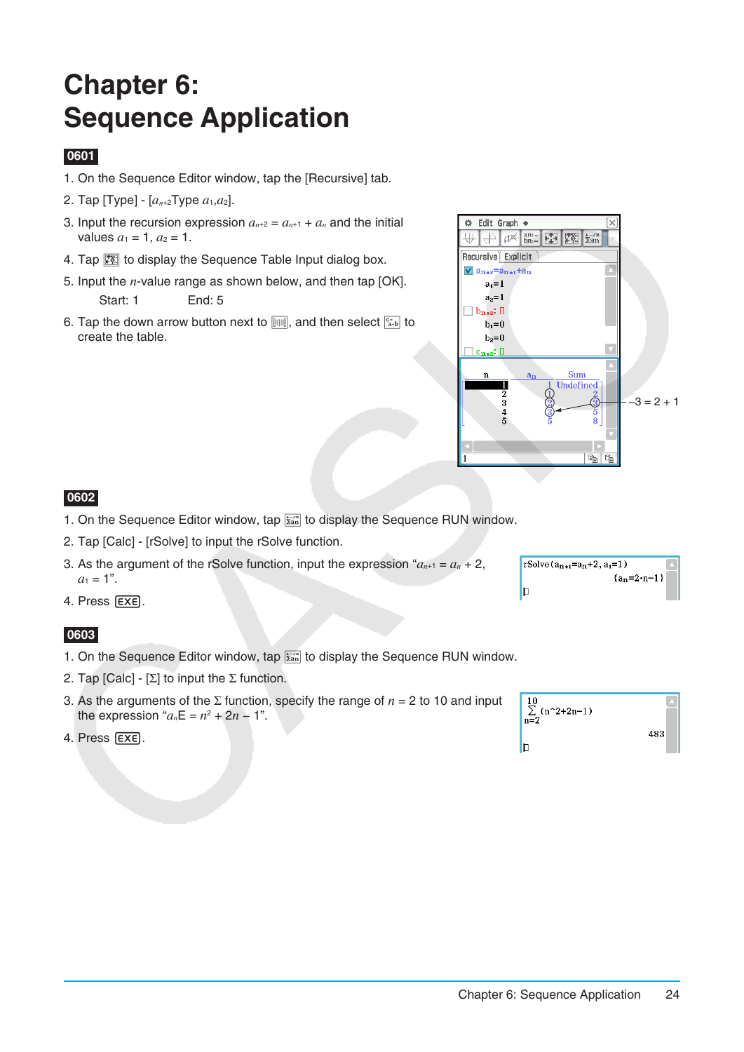# Chapter 6: Sequence Application

**0601**

1. On the Sequence Editor window, tap the [Recursive] tab.
2. Tap [Type] - [$a_{n+2}$Type $a_1$,$a_2$].
3. Input the recursion expression $a_{n+2} = a_{n+1} + a_n$ and the initial values $a_1 = 1$, $a_2 = 1$.
4. Tap [icon] to display the Sequence Table Input dialog box.
5. Input the $n$-value range as shown below, and then tap [OK].

   Start: 1　　　End: 5

6. Tap the down arrow button next to [icon], and then select [icon] to create the table.

−3 = 2 + 1

**0602**

1. On the Sequence Editor window, tap [icon] to display the Sequence RUN window.
2. Tap [Calc] - [rSolve] to input the rSolve function.
3. As the argument of the rSolve function, input the expression "$a_{n+1} = a_n + 2$, $a_1 = 1$".
4. Press [EXE].

**0603**

1. On the Sequence Editor window, tap [icon] to display the Sequence RUN window.
2. Tap [Calc] - [Σ] to input the Σ function.
3. As the arguments of the Σ function, specify the range of $n = 2$ to 10 and input the expression "$a_n$E = $n^2 + 2n - 1$".
4. Press [EXE].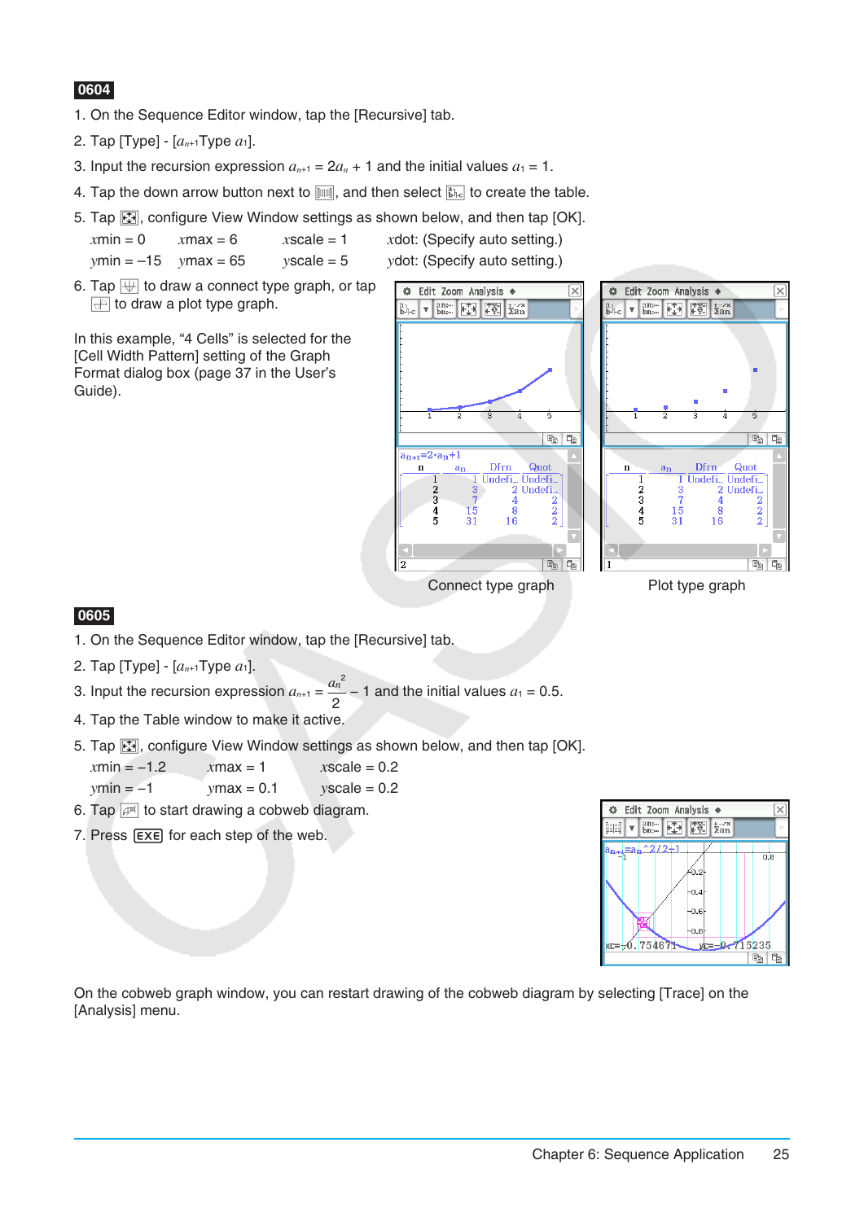**0604**

1. On the Sequence Editor window, tap the [Recursive] tab.
2. Tap [Type] - [$a_{n+1}$Type $a_1$].
3. Input the recursion expression $a_{n+1} = 2a_n + 1$ and the initial values $a_1 = 1$.
4. Tap the down arrow button next to [icon], and then select [icon] to create the table.
5. Tap [icon], configure View Window settings as shown below, and then tap [OK].

   $x$min = 0   $x$max = 6   $x$scale = 1   $x$dot: (Specify auto setting.)

   $y$min = –15   $y$max = 65   $y$scale = 5   $y$dot: (Specify auto setting.)

6. Tap [icon] to draw a connect type graph, or tap [icon] to draw a plot type graph.

In this example, "4 Cells" is selected for the [Cell Width Pattern] setting of the Graph Format dialog box (page 37 in the User's Guide).

Connect type graph

Plot type graph

**0605**

1. On the Sequence Editor window, tap the [Recursive] tab.
2. Tap [Type] - [$a_{n+1}$Type $a_1$].
3. Input the recursion expression $a_{n+1} = \frac{a_n^2}{2} - 1$ and the initial values $a_1 = 0.5$.
4. Tap the Table window to make it active.
5. Tap [icon], configure View Window settings as shown below, and then tap [OK].

   $x$min = –1.2   $x$max = 1   $x$scale = 0.2

   $y$min = –1   $y$max = 0.1   $y$scale = 0.2

6. Tap [icon] to start drawing a cobweb diagram.
7. Press [EXE] for each step of the web.

On the cobweb graph window, you can restart drawing of the cobweb diagram by selecting [Trace] on the [Analysis] menu.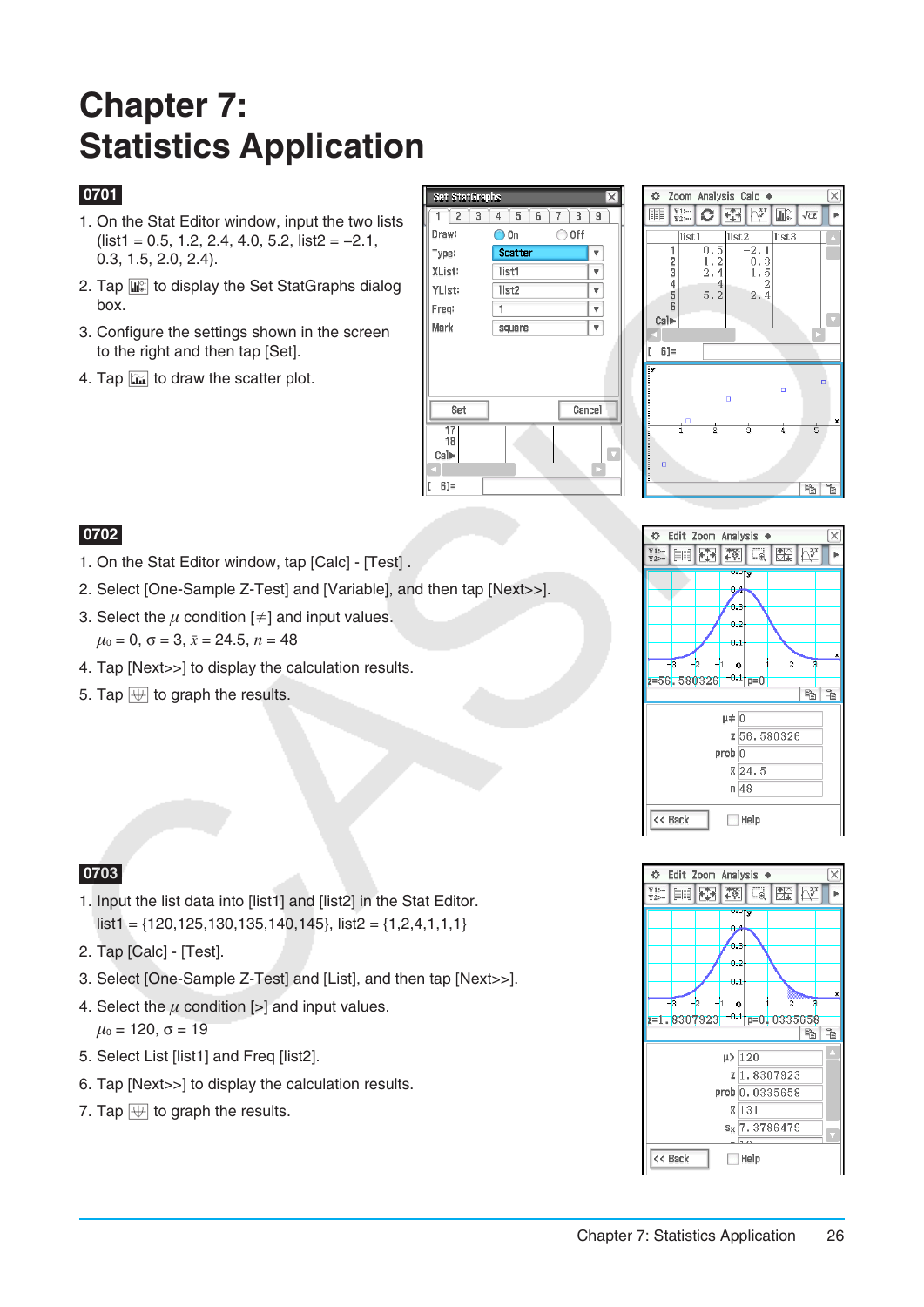# Chapter 7: Statistics Application

**0701**

1. On the Stat Editor window, input the two lists (list1 = 0.5, 1.2, 2.4, 4.0, 5.2, list2 = –2.1, 0.3, 1.5, 2.0, 2.4).
2. Tap [icon] to display the Set StatGraphs dialog box.
3. Configure the settings shown in the screen to the right and then tap [Set].
4. Tap [icon] to draw the scatter plot.

**0702**

1. On the Stat Editor window, tap [Calc] - [Test] .
2. Select [One-Sample Z-Test] and [Variable], and then tap [Next>>].
3. Select the $\mu$ condition [≠] and input values.
   $\mu_0 = 0$, σ = 3, $\bar{x} = 24.5$, $n = 48$
4. Tap [Next>>] to display the calculation results.
5. Tap [icon] to graph the results.

**0703**

1. Input the list data into [list1] and [list2] in the Stat Editor.
   list1 = {120,125,130,135,140,145}, list2 = {1,2,4,1,1,1}
2. Tap [Calc] - [Test].
3. Select [One-Sample Z-Test] and [List], and then tap [Next>>].
4. Select the $\mu$ condition [>] and input values.
   $\mu_0 = 120$, σ = 19
5. Select List [list1] and Freq [list2].
6. Tap [Next>>] to display the calculation results.
7. Tap [icon] to graph the results.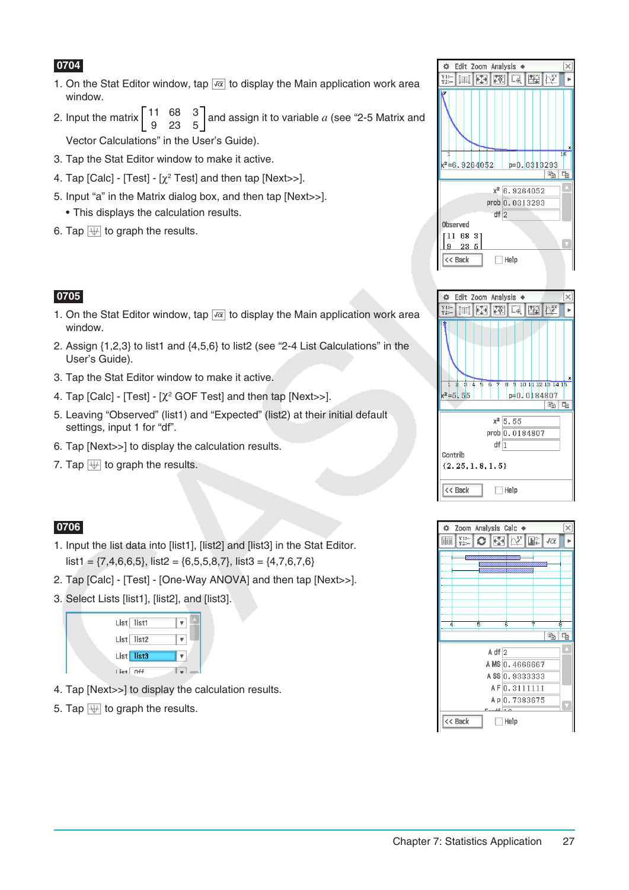**0704**

1. On the Stat Editor window, tap [√α] to display the Main application work area window.
2. Input the matrix $\begin{bmatrix} 11 & 68 & 3 \\ 9 & 23 & 5 \end{bmatrix}$ and assign it to variable $a$ (see "2-5 Matrix and Vector Calculations" in the User's Guide).
3. Tap the Stat Editor window to make it active.
4. Tap [Calc] - [Test] - [$\chi^2$ Test] and then tap [Next>>].
5. Input "a" in the Matrix dialog box, and then tap [Next>>].
   - This displays the calculation results.
6. Tap [graph] to graph the results.

**0705**

1. On the Stat Editor window, tap [√α] to display the Main application work area window.
2. Assign {1,2,3} to list1 and {4,5,6} to list2 (see "2-4 List Calculations" in the User's Guide).
3. Tap the Stat Editor window to make it active.
4. Tap [Calc] - [Test] - [$\chi^2$ GOF Test] and then tap [Next>>].
5. Leaving "Observed" (list1) and "Expected" (list2) at their initial default settings, input 1 for "df".
6. Tap [Next>>] to display the calculation results.
7. Tap [graph] to graph the results.

**0706**

1. Input the list data into [list1], [list2] and [list3] in the Stat Editor.
   list1 = {7,4,6,6,5}, list2 = {6,5,5,8,7}, list3 = {4,7,6,7,6}
2. Tap [Calc] - [Test] - [One-Way ANOVA] and then tap [Next>>].
3. Select Lists [list1], [list2], and [list3].
4. Tap [Next>>] to display the calculation results.
5. Tap [graph] to graph the results.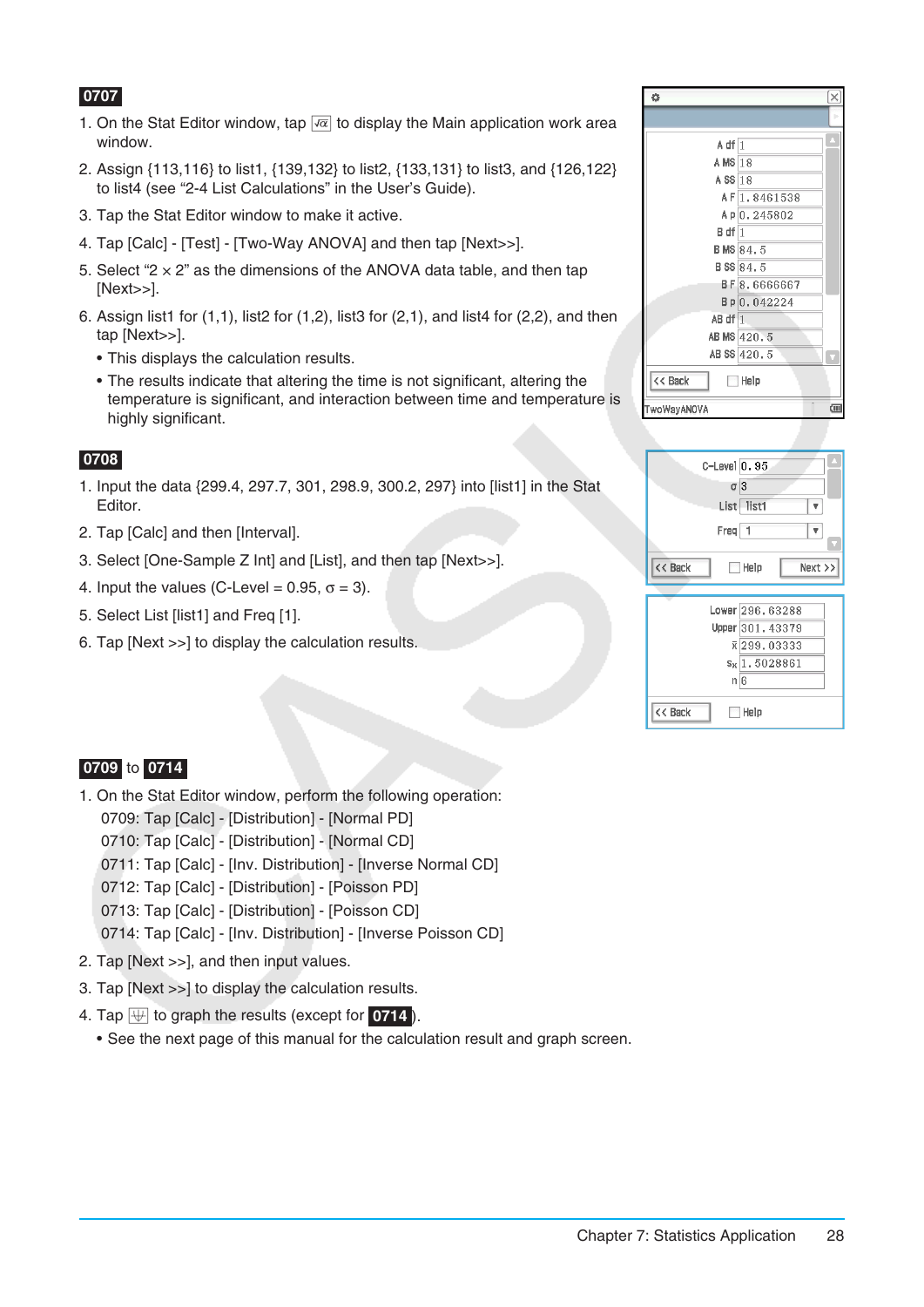**0707**

1. On the Stat Editor window, tap [√α] to display the Main application work area window.
2. Assign {113,116} to list1, {139,132} to list2, {133,131} to list3, and {126,122} to list4 (see "2-4 List Calculations" in the User's Guide).
3. Tap the Stat Editor window to make it active.
4. Tap [Calc] - [Test] - [Two-Way ANOVA] and then tap [Next>>].
5. Select "2 × 2" as the dimensions of the ANOVA data table, and then tap [Next>>].
6. Assign list1 for (1,1), list2 for (1,2), list3 for (2,1), and list4 for (2,2), and then tap [Next>>].
   - This displays the calculation results.
   - The results indicate that altering the time is not significant, altering the temperature is significant, and interaction between time and temperature is highly significant.

| | |
|---|---|
| A df | 1 |
| A MS | 18 |
| A SS | 18 |
| A F | 1.8461538 |
| A p | 0.245802 |
| B df | 1 |
| B MS | 84.5 |
| B SS | 84.5 |
| B F | 8.6666667 |
| B p | 0.042224 |
| AB df | 1 |
| AB MS | 420.5 |
| AB SS | 420.5 |

**0708**

1. Input the data {299.4, 297.7, 301, 298.9, 300.2, 297} into [list1] in the Stat Editor.
2. Tap [Calc] and then [Interval].
3. Select [One-Sample Z Int] and [List], and then tap [Next>>].
4. Input the values (C-Level = 0.95, σ = 3).
5. Select List [list1] and Freq [1].
6. Tap [Next >>] to display the calculation results.

| | |
|---|---|
| C-Level | 0.95 |
| σ | 3 |
| List | list1 |
| Freq | 1 |

| | |
|---|---|
| Lower | 296.63288 |
| Upper | 301.43379 |
| $\bar{x}$ | 299.03333 |
| $s_x$ | 1.5028861 |
| n | 6 |

**0709** to **0714**

1. On the Stat Editor window, perform the following operation:
   0709: Tap [Calc] - [Distribution] - [Normal PD]
   0710: Tap [Calc] - [Distribution] - [Normal CD]
   0711: Tap [Calc] - [Inv. Distribution] - [Inverse Normal CD]
   0712: Tap [Calc] - [Distribution] - [Poisson PD]
   0713: Tap [Calc] - [Distribution] - [Poisson CD]
   0714: Tap [Calc] - [Inv. Distribution] - [Inverse Poisson CD]
2. Tap [Next >>], and then input values.
3. Tap [Next >>] to display the calculation results.
4. Tap [graph icon] to graph the results (except for **0714**).
   - See the next page of this manual for the calculation result and graph screen.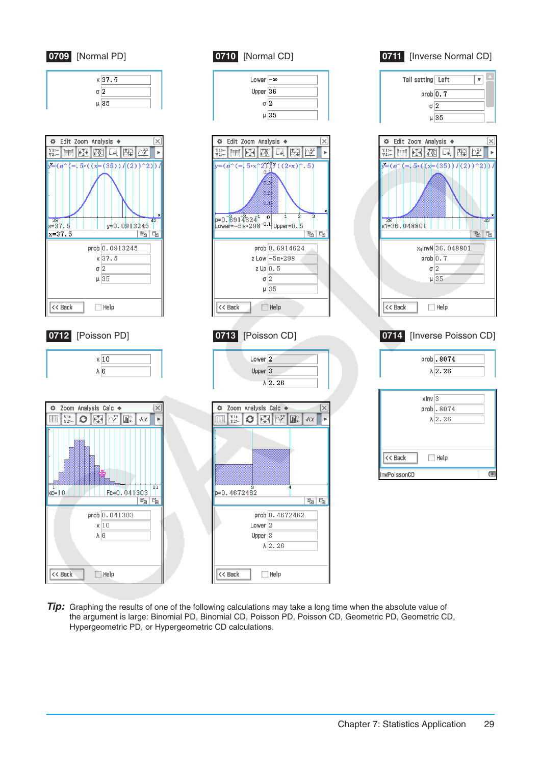**0709** [Normal PD]

x 37.5
σ 2
μ 35

prob 0.0913245
x 37.5
σ 2
μ 35

**0710** [Normal CD]

Lower −∞
Upper 36
σ 2
μ 35

prob 0.6914624
z Low −5E+298
z Up 0.5
σ 2
μ 35

**0711** [Inverse Normal CD]

Tail setting Left
prob 0.7
σ 2
μ 35

$x_1$InvN 36.048801
prob 0.7
σ 2
μ 35

**0712** [Poisson PD]

x 10
λ 6

prob 0.041303
x 10
λ 6

**0713** [Poisson CD]

Lower 2
Upper 3
λ 2.26

prob 0.4672462
Lower 2
Upper 3
λ 2.26

**0714** [Inverse Poisson CD]

prob .8074
λ 2.26

xInv 3
prob .8074
λ 2.26

***Tip:*** Graphing the results of one of the following calculations may take a long time when the absolute value of the argument is large: Binomial PD, Binomial CD, Poisson PD, Poisson CD, Geometric PD, Geometric CD, Hypergeometric PD, or Hypergeometric CD calculations.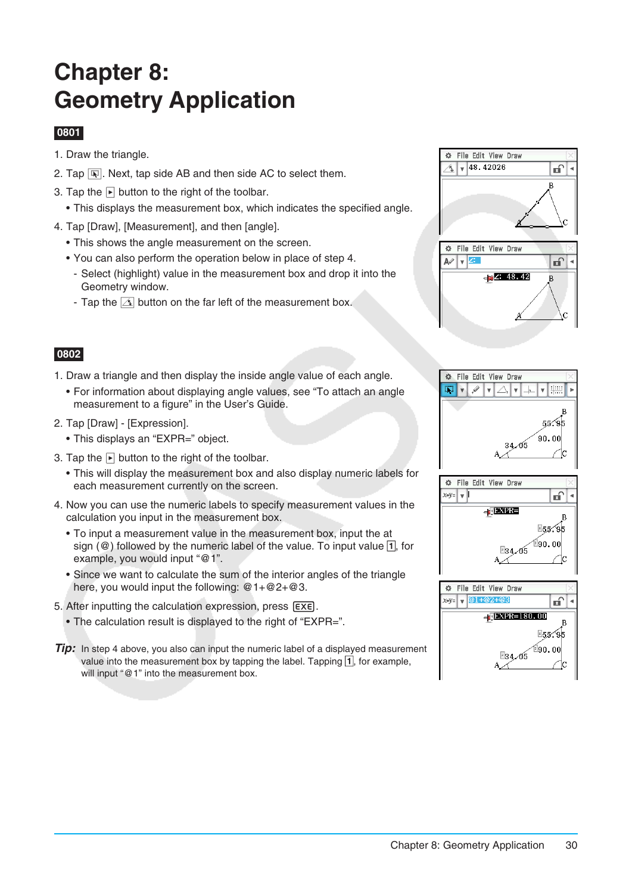# Chapter 8: Geometry Application

**0801**

1. Draw the triangle.
2. Tap [icon]. Next, tap side AB and then side AC to select them.
3. Tap the ▶ button to the right of the toolbar.
   - This displays the measurement box, which indicates the specified angle.
4. Tap [Draw], [Measurement], and then [angle].
   - This shows the angle measurement on the screen.
   - You can also perform the operation below in place of step 4.
     - Select (highlight) value in the measurement box and drop it into the Geometry window.
     - Tap the [icon] button on the far left of the measurement box.

**0802**

1. Draw a triangle and then display the inside angle value of each angle.
   - For information about displaying angle values, see “To attach an angle measurement to a figure” in the User’s Guide.
2. Tap [Draw] - [Expression].
   - This displays an “EXPR=” object.
3. Tap the ▶ button to the right of the toolbar.
   - This will display the measurement box and also display numeric labels for each measurement currently on the screen.
4. Now you can use the numeric labels to specify measurement values in the calculation you input in the measurement box.
   - To input a measurement value in the measurement box, input the at sign (@) followed by the numeric label of the value. To input value [1], for example, you would input “@1”.
   - Since we want to calculate the sum of the interior angles of the triangle here, you would input the following: @1+@2+@3.
5. After inputting the calculation expression, press [EXE].
   - The calculation result is displayed to the right of “EXPR=”.

***Tip:*** In step 4 above, you also can input the numeric label of a displayed measurement value into the measurement box by tapping the label. Tapping [1], for example, will input “@1” into the measurement box.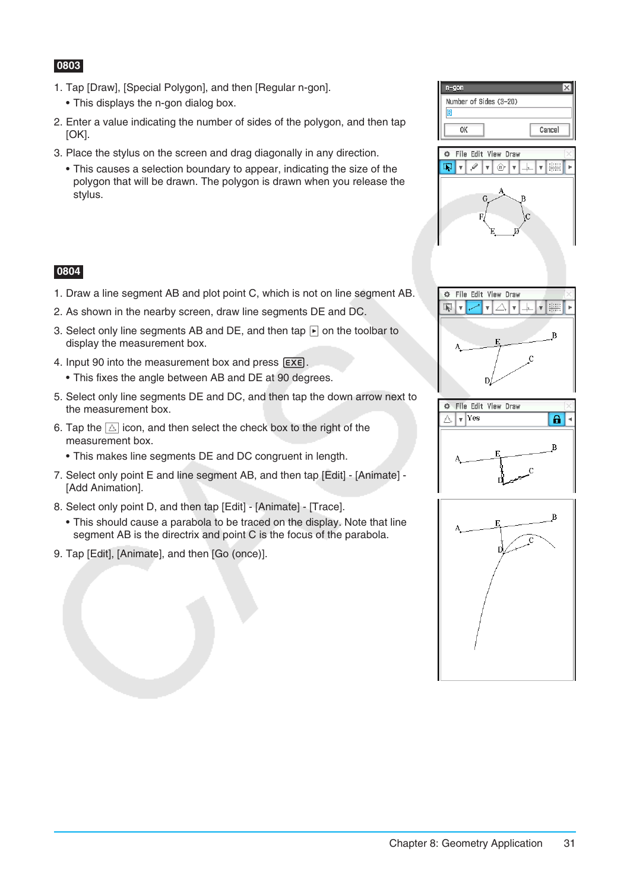**0803**

1. Tap [Draw], [Special Polygon], and then [Regular n-gon].
   - This displays the n-gon dialog box.
2. Enter a value indicating the number of sides of the polygon, and then tap [OK].
3. Place the stylus on the screen and drag diagonally in any direction.
   - This causes a selection boundary to appear, indicating the size of the polygon that will be drawn. The polygon is drawn when you release the stylus.

**0804**

1. Draw a line segment AB and plot point C, which is not on line segment AB.
2. As shown in the nearby screen, draw line segments DE and DC.
3. Select only line segments AB and DE, and then tap ▸ on the toolbar to display the measurement box.
4. Input 90 into the measurement box and press EXE.
   - This fixes the angle between AB and DE at 90 degrees.
5. Select only line segments DE and DC, and then tap the down arrow next to the measurement box.
6. Tap the △ icon, and then select the check box to the right of the measurement box.
   - This makes line segments DE and DC congruent in length.
7. Select only point E and line segment AB, and then tap [Edit] - [Animate] - [Add Animation].
8. Select only point D, and then tap [Edit] - [Animate] - [Trace].
   - This should cause a parabola to be traced on the display. Note that line segment AB is the directrix and point C is the focus of the parabola.
9. Tap [Edit], [Animate], and then [Go (once)].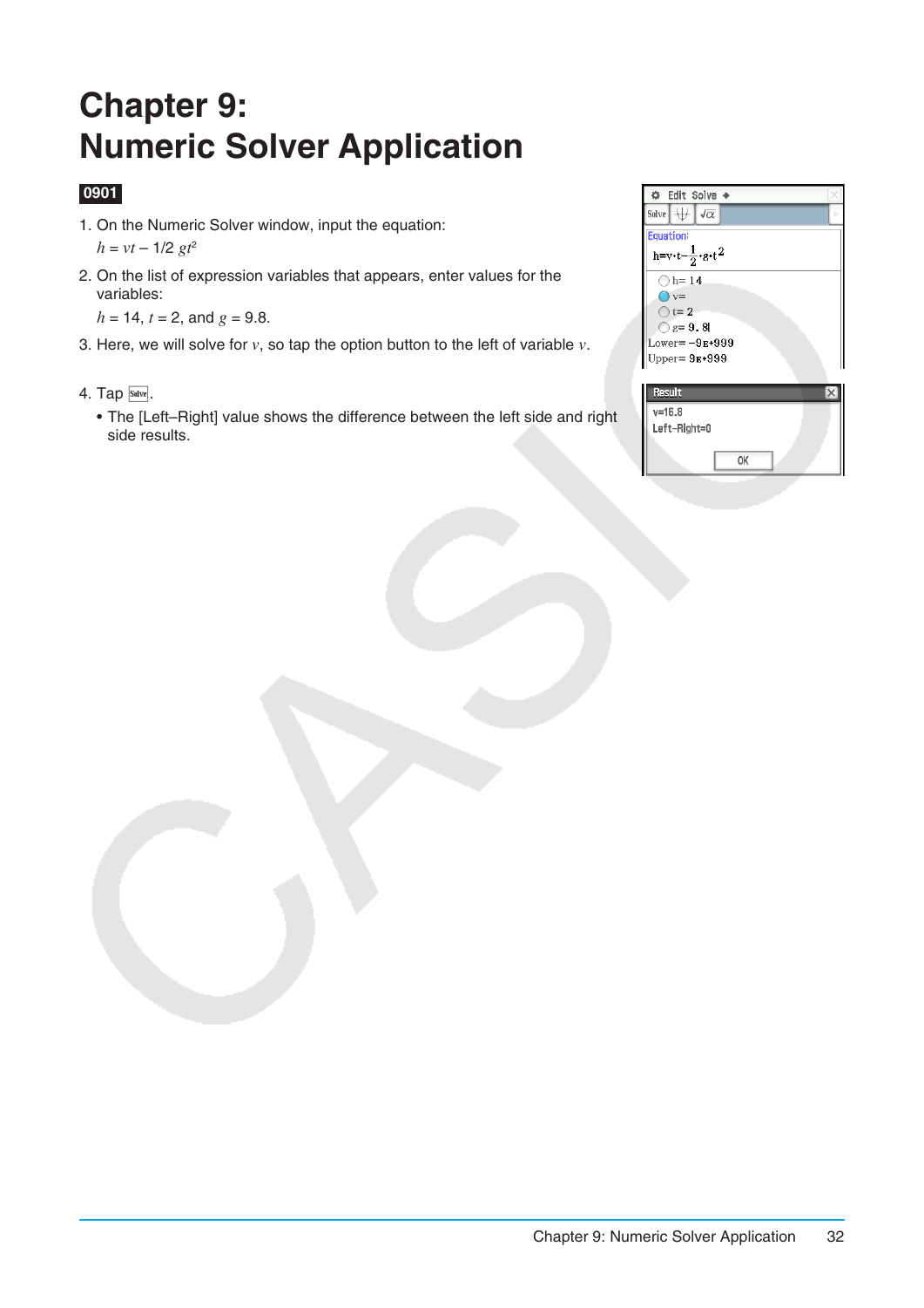# Chapter 9: Numeric Solver Application

**0901**

1. On the Numeric Solver window, input the equation:

   $h = vt - 1/2\ gt^2$

2. On the list of expression variables that appears, enter values for the variables:

   $h = 14$, $t = 2$, and $g = 9.8$.

3. Here, we will solve for $v$, so tap the option button to the left of variable $v$.

4. Tap Solve.

   • The [Left–Right] value shows the difference between the left side and right side results.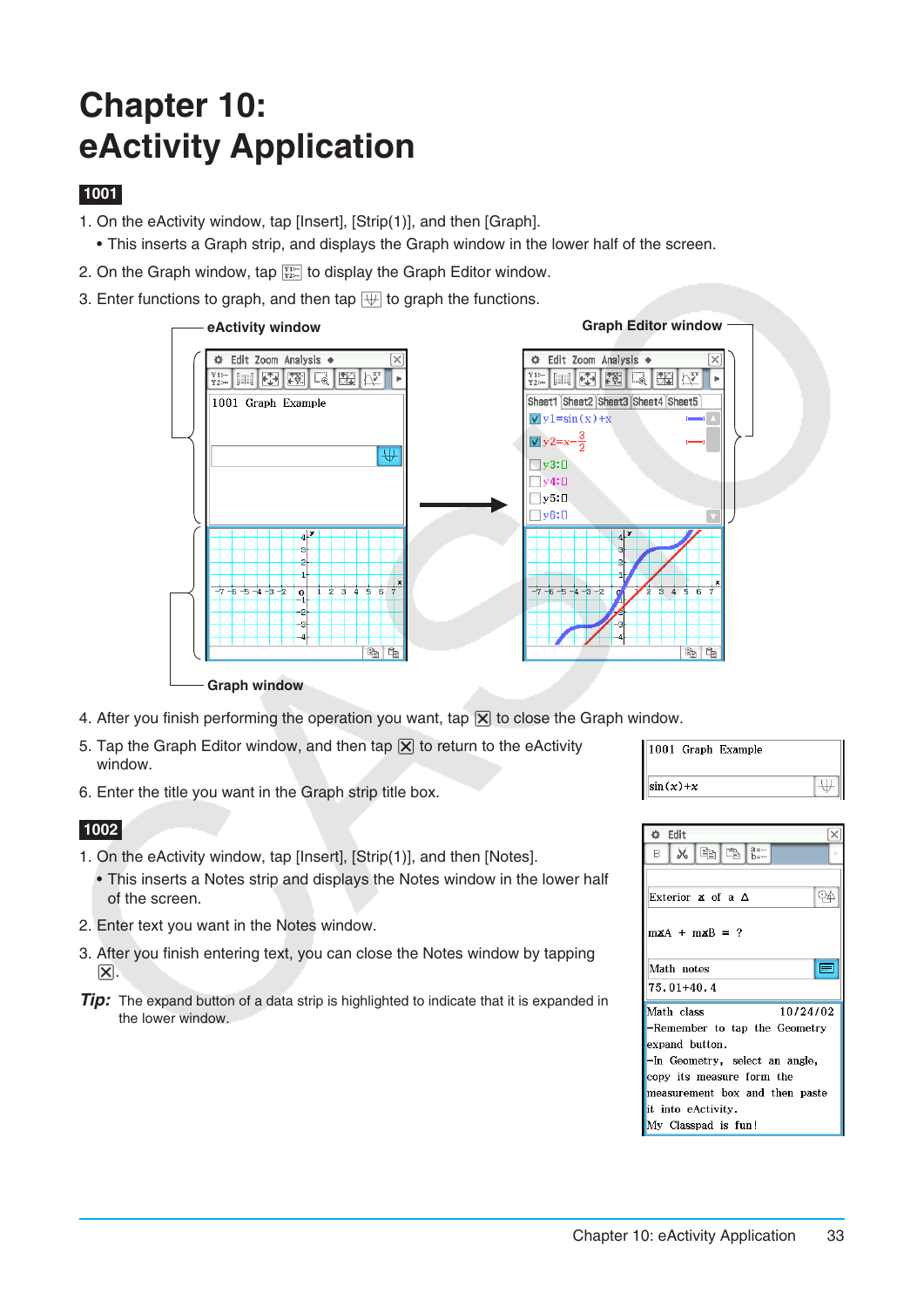# Chapter 10: eActivity Application

**1001**

1. On the eActivity window, tap [Insert], [Strip(1)], and then [Graph].
   - This inserts a Graph strip, and displays the Graph window in the lower half of the screen.
2. On the Graph window, tap to display the Graph Editor window.
3. Enter functions to graph, and then tap to graph the functions.
4. After you finish performing the operation you want, tap to close the Graph window.
5. Tap the Graph Editor window, and then tap to return to the eActivity window.
6. Enter the title you want in the Graph strip title box.

**1002**

1. On the eActivity window, tap [Insert], [Strip(1)], and then [Notes].
   - This inserts a Notes strip and displays the Notes window in the lower half of the screen.
2. Enter text you want in the Notes window.
3. After you finish entering text, you can close the Notes window by tapping .

***Tip:*** The expand button of a data strip is highlighted to indicate that it is expanded in the lower window.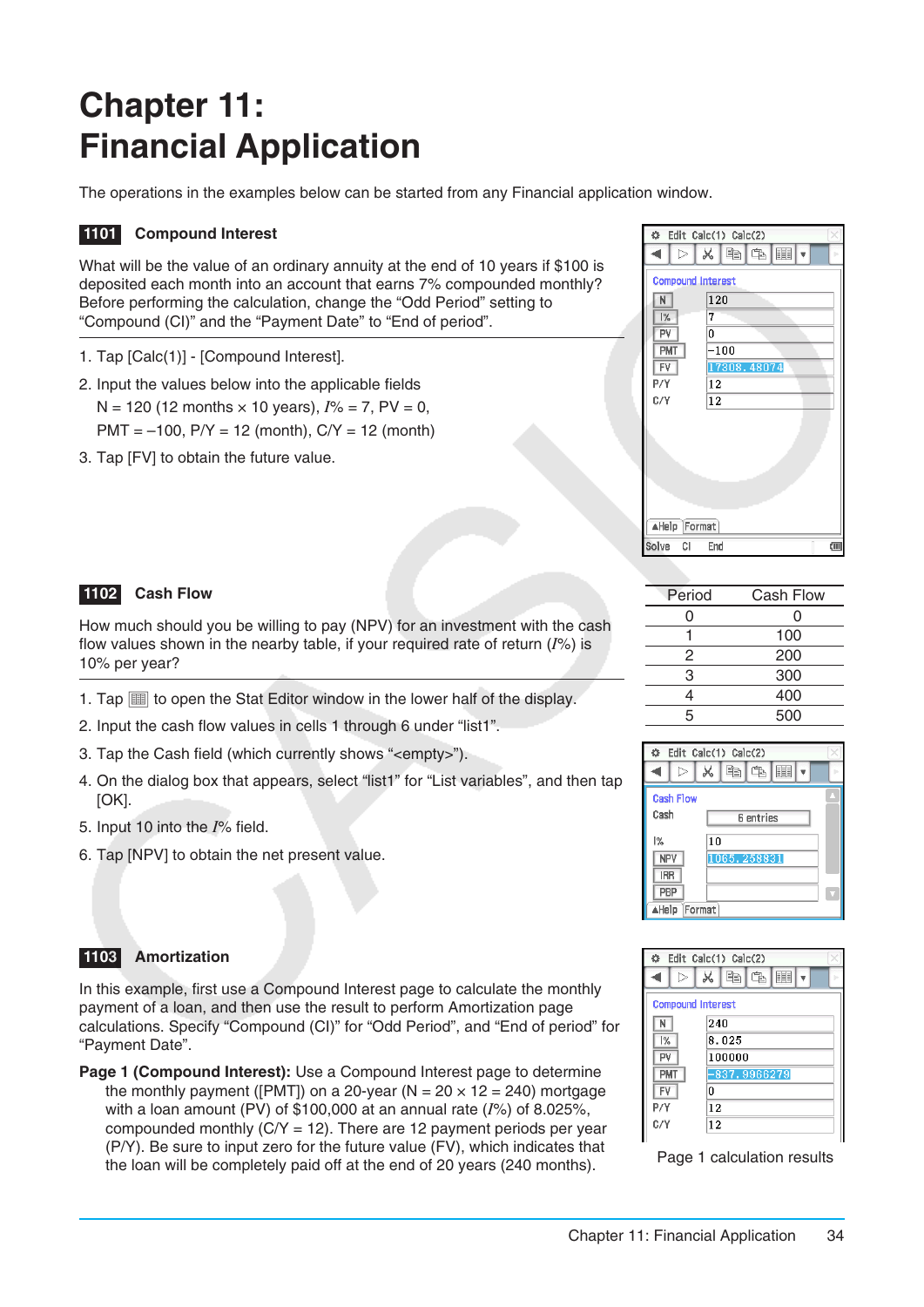# Chapter 11: Financial Application

The operations in the examples below can be started from any Financial application window.

### 1101 Compound Interest

What will be the value of an ordinary annuity at the end of 10 years if $100 is deposited each month into an account that earns 7% compounded monthly? Before performing the calculation, change the “Odd Period” setting to “Compound (CI)” and the “Payment Date” to “End of period”.

1. Tap [Calc(1)] - [Compound Interest].
2. Input the values below into the applicable fields
   N = 120 (12 months × 10 years), $I$% = 7, PV = 0,
   PMT = –100, P/Y = 12 (month), C/Y = 12 (month)
3. Tap [FV] to obtain the future value.

Compound Interest

| | |
|---|---|
| N | 120 |
| I% | 7 |
| PV | 0 |
| PMT | −100 |
| FV | 17308.48074 |
| P/Y | 12 |
| C/Y | 12 |

### 1102 Cash Flow

How much should you be willing to pay (NPV) for an investment with the cash flow values shown in the nearby table, if your required rate of return ($I$%) is 10% per year?

| Period | Cash Flow |
|---|---|
| 0 | 0 |
| 1 | 100 |
| 2 | 200 |
| 3 | 300 |
| 4 | 400 |
| 5 | 500 |

1. Tap ▦ to open the Stat Editor window in the lower half of the display.
2. Input the cash flow values in cells 1 through 6 under “list1”.
3. Tap the Cash field (which currently shows “<empty>”).
4. On the dialog box that appears, select “list1” for “List variables”, and then tap [OK].
5. Input 10 into the $I$% field.
6. Tap [NPV] to obtain the net present value.

Cash Flow

| | |
|---|---|
| Cash | 6 entries |
| I% | 10 |
| NPV | 1065.258831 |
| IRR | |
| PBP | |

### 1103 Amortization

In this example, first use a Compound Interest page to calculate the monthly payment of a loan, and then use the result to perform Amortization page calculations. Specify “Compound (CI)” for “Odd Period”, and “End of period” for “Payment Date”.

**Page 1 (Compound Interest):** Use a Compound Interest page to determine the monthly payment ([PMT]) on a 20-year (N = 20 × 12 = 240) mortgage with a loan amount (PV) of $100,000 at an annual rate ($I$%) of 8.025%, compounded monthly (C/Y = 12). There are 12 payment periods per year (P/Y). Be sure to input zero for the future value (FV), which indicates that the loan will be completely paid off at the end of 20 years (240 months).

Compound Interest

| | |
|---|---|
| N | 240 |
| I% | 8.025 |
| PV | 100000 |
| PMT | −837.9966279 |
| FV | 0 |
| P/Y | 12 |
| C/Y | 12 |

Page 1 calculation results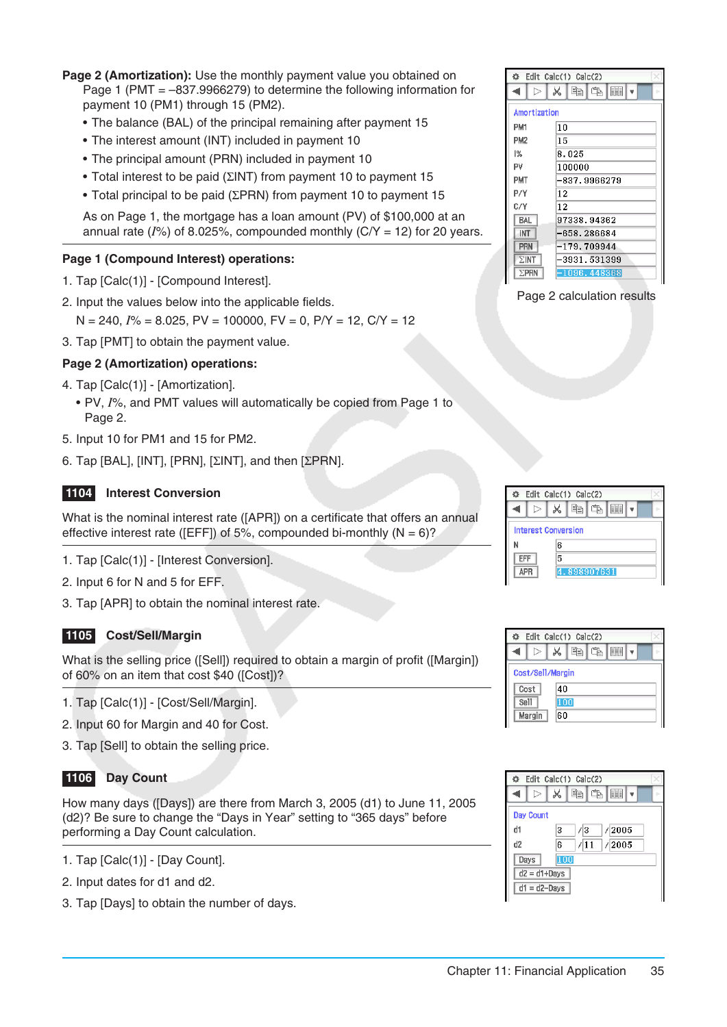**Page 2 (Amortization):** Use the monthly payment value you obtained on Page 1 (PMT = –837.9966279) to determine the following information for payment 10 (PM1) through 15 (PM2).

- The balance (BAL) of the principal remaining after payment 15
- The interest amount (INT) included in payment 10
- The principal amount (PRN) included in payment 10
- Total interest to be paid (ΣINT) from payment 10 to payment 15
- Total principal to be paid (ΣPRN) from payment 10 to payment 15

As on Page 1, the mortgage has a loan amount (PV) of $100,000 at an annual rate (*I*%) of 8.025%, compounded monthly (C/Y = 12) for 20 years.

| Amortization | |
|---|---|
| PM1 | 10 |
| PM2 | 15 |
| I% | 8.025 |
| PV | 100000 |
| PMT | -837.9966279 |
| P/Y | 12 |
| C/Y | 12 |
| BAL | 97338.94362 |
| INT | -658.286684 |
| PRN | -179.709944 |
| ΣINT | -3931.531399 |
| ΣPRN | -1096.448368 |

Page 2 calculation results

**Page 1 (Compound Interest) operations:**

1. Tap [Calc(1)] - [Compound Interest].
2. Input the values below into the applicable fields.

   N = 240, *I*% = 8.025, PV = 100000, FV = 0, P/Y = 12, C/Y = 12
3. Tap [PMT] to obtain the payment value.

**Page 2 (Amortization) operations:**

4. Tap [Calc(1)] - [Amortization].
   - PV, *I*%, and PMT values will automatically be copied from Page 1 to Page 2.
5. Input 10 for PM1 and 15 for PM2.
6. Tap [BAL], [INT], [PRN], [ΣINT], and then [ΣPRN].

## 1104 Interest Conversion

What is the nominal interest rate ([APR]) on a certificate that offers an annual effective interest rate ([EFF]) of 5%, compounded bi-monthly (N = 6)?

1. Tap [Calc(1)] - [Interest Conversion].
2. Input 6 for N and 5 for EFF.
3. Tap [APR] to obtain the nominal interest rate.

| Interest Conversion | |
|---|---|
| N | 6 |
| EFF | 5 |
| APR | 4.898907631 |

## 1105 Cost/Sell/Margin

What is the selling price ([Sell]) required to obtain a margin of profit ([Margin]) of 60% on an item that cost $40 ([Cost])?

1. Tap [Calc(1)] - [Cost/Sell/Margin].
2. Input 60 for Margin and 40 for Cost.
3. Tap [Sell] to obtain the selling price.

| Cost/Sell/Margin | |
|---|---|
| Cost | 40 |
| Sell | 100 |
| Margin | 60 |

## 1106 Day Count

How many days ([Days]) are there from March 3, 2005 (d1) to June 11, 2005 (d2)? Be sure to change the “Days in Year” setting to “365 days” before performing a Day Count calculation.

1. Tap [Calc(1)] - [Day Count].
2. Input dates for d1 and d2.
3. Tap [Days] to obtain the number of days.

| Day Count | |
|---|---|
| d1 | 3 / 3 / 2005 |
| d2 | 6 / 11 / 2005 |
| Days | 100 |
| d2 = d1+Days | |
| d1 = d2−Days | |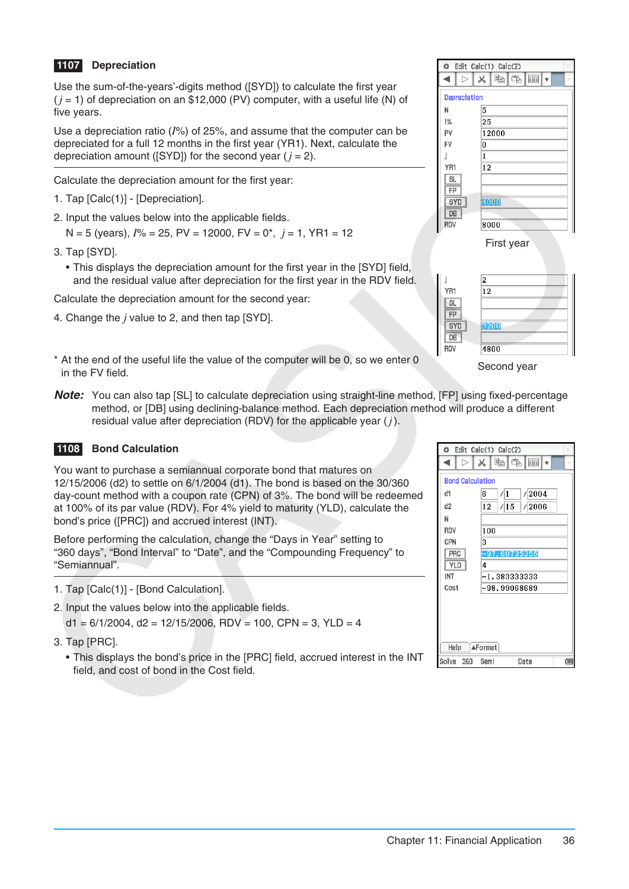## 1107 Depreciation

Use the sum-of-the-years'-digits method ([SYD]) to calculate the first year ($j$ = 1) of depreciation on an $12,000 (PV) computer, with a useful life (N) of five years.

Use a depreciation ratio ($I$%) of 25%, and assume that the computer can be depreciated for a full 12 months in the first year (YR1). Next, calculate the depreciation amount ([SYD]) for the second year ($j$ = 2).

Calculate the depreciation amount for the first year:

1. Tap [Calc(1)] - [Depreciation].
2. Input the values below into the applicable fields.
   N = 5 (years), $I$% = 25, PV = 12000, FV = 0*, $j$ = 1, YR1 = 12
3. Tap [SYD].
   - This displays the depreciation amount for the first year in the [SYD] field, and the residual value after depreciation for the first year in the RDV field.

Calculate the depreciation amount for the second year:

4. Change the $j$ value to 2, and then tap [SYD].

\* At the end of the useful life the value of the computer will be 0, so we enter 0 in the FV field.

First year

Second year

***Note:*** You can also tap [SL] to calculate depreciation using straight-line method, [FP] using fixed-percentage method, or [DB] using declining-balance method. Each depreciation method will produce a different residual value after depreciation (RDV) for the applicable year ($j$).

## 1108 Bond Calculation

You want to purchase a semiannual corporate bond that matures on 12/15/2006 (d2) to settle on 6/1/2004 (d1). The bond is based on the 30/360 day-count method with a coupon rate (CPN) of 3%. The bond will be redeemed at 100% of its par value (RDV). For 4% yield to maturity (YLD), calculate the bond's price ([PRC]) and accrued interest (INT).

Before performing the calculation, change the "Days in Year" setting to "360 days", "Bond Interval" to "Date", and the "Compounding Frequency" to "Semiannual".

1. Tap [Calc(1)] - [Bond Calculation].
2. Input the values below into the applicable fields.
   d1 = 6/1/2004, d2 = 12/15/2006, RDV = 100, CPN = 3, YLD = 4
3. Tap [PRC].
   - This displays the bond's price in the [PRC] field, accrued interest in the INT field, and cost of bond in the Cost field.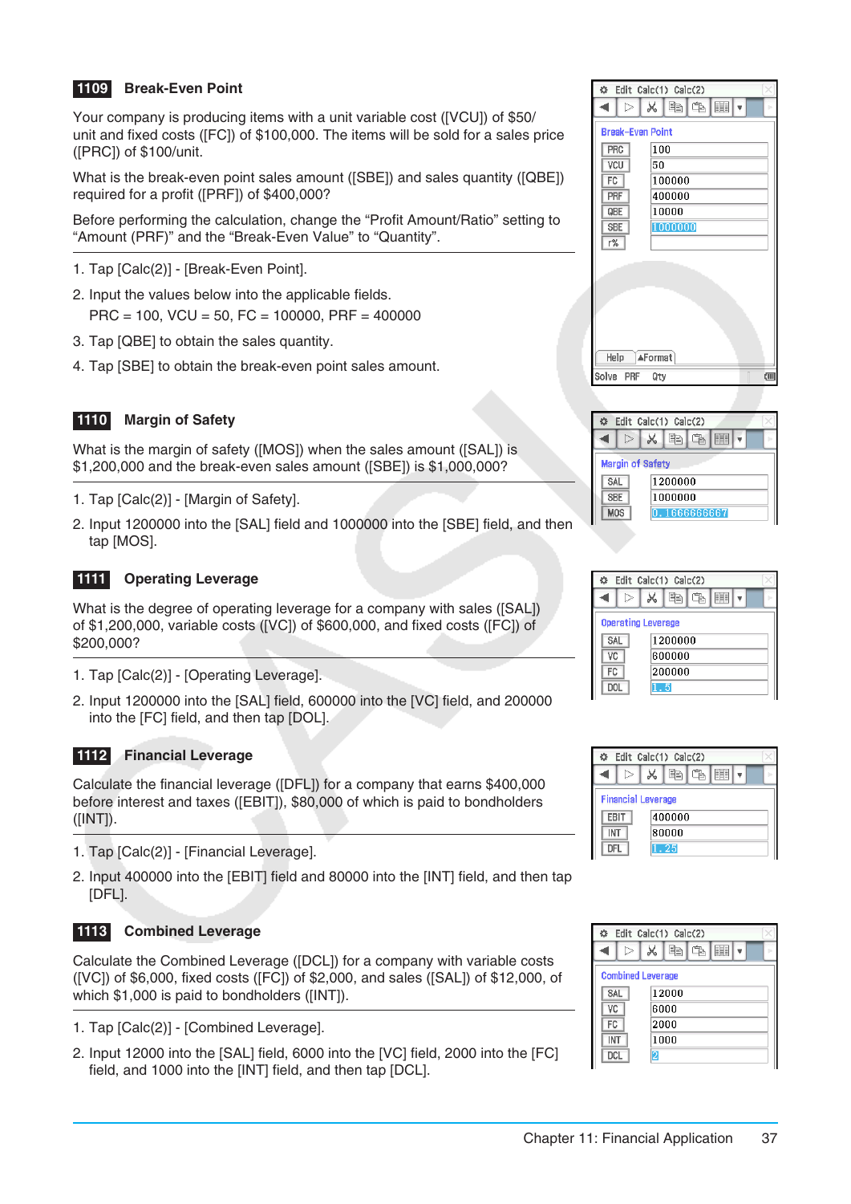## 1109 Break-Even Point

Your company is producing items with a unit variable cost ([VCU]) of $50/unit and fixed costs ([FC]) of $100,000. The items will be sold for a sales price ([PRC]) of $100/unit.

What is the break-even point sales amount ([SBE]) and sales quantity ([QBE]) required for a profit ([PRF]) of $400,000?

Before performing the calculation, change the "Profit Amount/Ratio" setting to "Amount (PRF)" and the "Break-Even Value" to "Quantity".

1. Tap [Calc(2)] - [Break-Even Point].
2. Input the values below into the applicable fields.
   PRC = 100, VCU = 50, FC = 100000, PRF = 400000
3. Tap [QBE] to obtain the sales quantity.
4. Tap [SBE] to obtain the break-even point sales amount.

## 1110 Margin of Safety

What is the margin of safety ([MOS]) when the sales amount ([SAL]) is $1,200,000 and the break-even sales amount ([SBE]) is $1,000,000?

1. Tap [Calc(2)] - [Margin of Safety].
2. Input 1200000 into the [SAL] field and 1000000 into the [SBE] field, and then tap [MOS].

## 1111 Operating Leverage

What is the degree of operating leverage for a company with sales ([SAL]) of $1,200,000, variable costs ([VC]) of $600,000, and fixed costs ([FC]) of $200,000?

1. Tap [Calc(2)] - [Operating Leverage].
2. Input 1200000 into the [SAL] field, 600000 into the [VC] field, and 200000 into the [FC] field, and then tap [DOL].

## 1112 Financial Leverage

Calculate the financial leverage ([DFL]) for a company that earns $400,000 before interest and taxes ([EBIT]), $80,000 of which is paid to bondholders ([INT]).

1. Tap [Calc(2)] - [Financial Leverage].
2. Input 400000 into the [EBIT] field and 80000 into the [INT] field, and then tap [DFL].

## 1113 Combined Leverage

Calculate the Combined Leverage ([DCL]) for a company with variable costs ([VC]) of $6,000, fixed costs ([FC]) of $2,000, and sales ([SAL]) of $12,000, of which $1,000 is paid to bondholders ([INT]).

1. Tap [Calc(2)] - [Combined Leverage].
2. Input 12000 into the [SAL] field, 6000 into the [VC] field, 2000 into the [FC] field, and 1000 into the [INT] field, and then tap [DCL].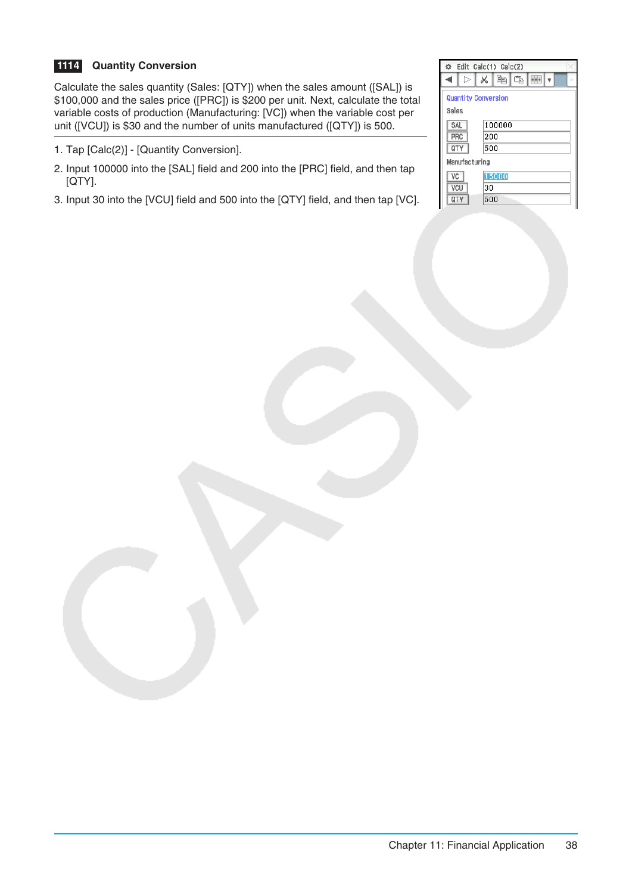## 1114 Quantity Conversion

Calculate the sales quantity (Sales: [QTY]) when the sales amount ([SAL]) is $100,000 and the sales price ([PRC]) is $200 per unit. Next, calculate the total variable costs of production (Manufacturing: [VC]) when the variable cost per unit ([VCU]) is $30 and the number of units manufactured ([QTY]) is 500.

1. Tap [Calc(2)] - [Quantity Conversion].
2. Input 100000 into the [SAL] field and 200 into the [PRC] field, and then tap [QTY].
3. Input 30 into the [VCU] field and 500 into the [QTY] field, and then tap [VC].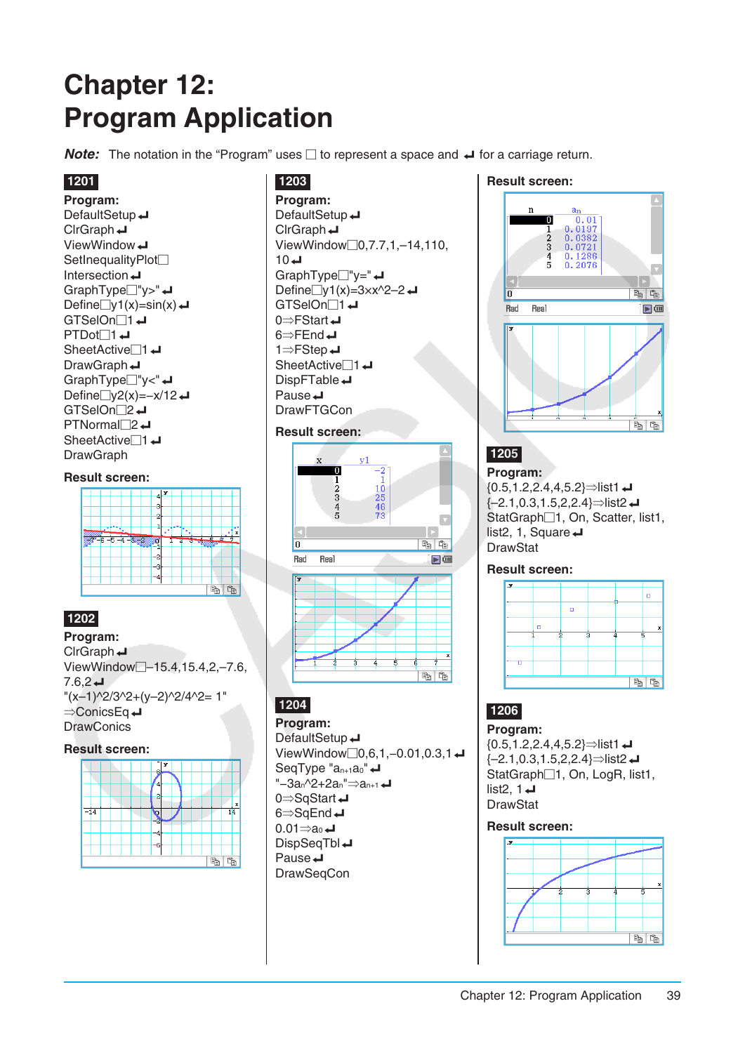# Chapter 12: Program Application

***Note:*** The notation in the "Program" uses □ to represent a space and ↵ for a carriage return.

**1201**

**Program:**

DefaultSetup↵
ClrGraph↵
ViewWindow↵
SetInequalityPlot□Intersection↵
GraphType□"y>"↵
Define□y1(x)=sin(x)↵
GTSelOn□1↵
PTDot□1↵
SheetActive□1↵
DrawGraph↵
GraphType□"y<"↵
Define□y2(x)=–x/12↵
GTSelOn□2↵
PTNormal□2↵
SheetActive□1↵
DrawGraph

**Result screen:**

**1202**

**Program:**

ClrGraph↵
ViewWindow□–15.4,15.4,2,–7.6,7.6,2↵
"(x–1)^2/3^2+(y–2)^2/4^2= 1"⇒ConicsEq↵
DrawConics

**Result screen:**

**1203**

**Program:**

DefaultSetup↵
ClrGraph↵
ViewWindow□0,7.7,1,–14,110,10↵
GraphType□"y="↵
Define□y1(x)=3×x^2–2↵
GTSelOn□1↵
0⇒FStart↵
6⇒FEnd↵
1⇒FStep↵
SheetActive□1↵
DispFTable↵
Pause↵
DrawFTGCon

**Result screen:**

**1204**

**Program:**

DefaultSetup↵
ViewWindow□0,6,1,–0.01,0.3,1↵
SeqType "$a_{n+1}a_0$"↵
"$–3a_n$^2+$2a_n$"⇒$a_{n+1}$↵
0⇒SqStart↵
6⇒SqEnd↵
0.01⇒$a_0$↵
DispSeqTbl↵
Pause↵
DrawSeqCon

**Result screen:**

**1205**

**Program:**

{0.5,1.2,2.4,4,5.2}⇒list1↵
{–2.1,0.3,1.5,2,2.4}⇒list2↵
StatGraph□1, On, Scatter, list1, list2, 1, Square↵
DrawStat

**Result screen:**

**1206**

**Program:**

{0.5,1.2,2.4,4,5.2}⇒list1↵
{–2.1,0.3,1.5,2,2.4}⇒list2↵
StatGraph□1, On, LogR, list1, list2, 1↵
DrawStat

**Result screen:**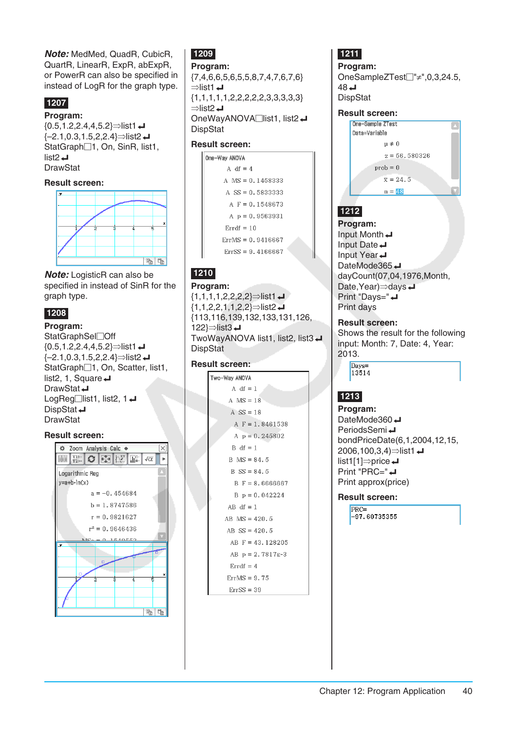***Note:*** MedMed, QuadR, CubicR, QuartR, LinearR, ExpR, abExpR, or PowerR can also be specified in instead of LogR for the graph type.

**1207**

**Program:**
```
{0.5,1.2,2.4,4,5.2}⇒list1↵
{–2.1,0.3,1.5,2,2.4}⇒list2↵
StatGraph□1, On, SinR, list1, list2↵
DrawStat
```

**Result screen:**

***Note:*** LogisticR can also be specified in instead of SinR for the graph type.

**1208**

**Program:**
```
StatGraphSel□Off
{0.5,1.2,2.4,4,5.2}⇒list1↵
{–2.1,0.3,1.5,2,2.4}⇒list2↵
StatGraph□1, On, Scatter, list1, list2, 1, Square↵
DrawStat↵
LogReg□list1, list2, 1↵
DispStat↵
DrawStat
```

**Result screen:**

Logarithmic Reg
y=a+b·ln(x)
a = −0.454684
b = 1.8747586
r = 0.9821627
r² = 0.9646436

**1209**

**Program:**
```
{7,4,6,5,6,5,5,8,7,4,7,6,7,6}⇒list1↵
{1,1,1,1,1,2,2,2,2,2,3,3,3,3}⇒list2↵
OneWayANOVA□list1, list2↵
DispStat
```

**Result screen:**

One-Way ANOVA
A df = 4
A MS = 0.1458333
A SS = 0.5833333
A F = 0.1548673
A p = 0.9563931
Errdf = 10
ErrMS = 0.9416667
ErrSS = 9.4166667

**1210**

**Program:**
```
{1,1,1,1,2,2,2,2}⇒list1↵
{1,1,2,2,1,1,2,2}⇒list2↵
{113,116,139,132,133,131,126,122}⇒list3↵
TwoWayANOVA list1, list2, list3↵
DispStat
```

**Result screen:**

Two-Way ANOVA
A df = 1
A MS = 18
A SS = 18
A F = 1.8461538
A p = 0.245802
B df = 1
B MS = 84.5
B SS = 84.5
B F = 8.6666667
B p = 0.042224
AB df = 1
AB MS = 420.5
AB SS = 420.5
AB F = 43.128205
AB p = 2.7817E-3
Errdf = 4
ErrMS = 9.75
ErrSS = 39

**1211**

**Program:**
```
OneSampleZTest□"≠",0,3,24.5, 48↵
DispStat
```

**Result screen:**

One-Sample ZTest
Data=Variable
μ ≠ 0
z = 56.580326
prob = 0
x̄ = 24.5
n = 48

**1212**

**Program:**
```
Input Month↵
Input Date↵
Input Year↵
DateMode365↵
dayCount(07,04,1976,Month, Date,Year)⇒days↵
Print "Days="↵
Print days
```

**Result screen:**
Shows the result for the following input: Month: 7, Date: 4, Year: 2013.

Days=
13514

**1213**

**Program:**
```
DateMode360↵
PeriodsSemi↵
bondPriceDate(6,1,2004,12,15, 2006,100,3,4)⇒list1↵
list1[1]⇒price↵
Print "PRC="↵
Print approx(price)
```

**Result screen:**

PRC=
-97.60735355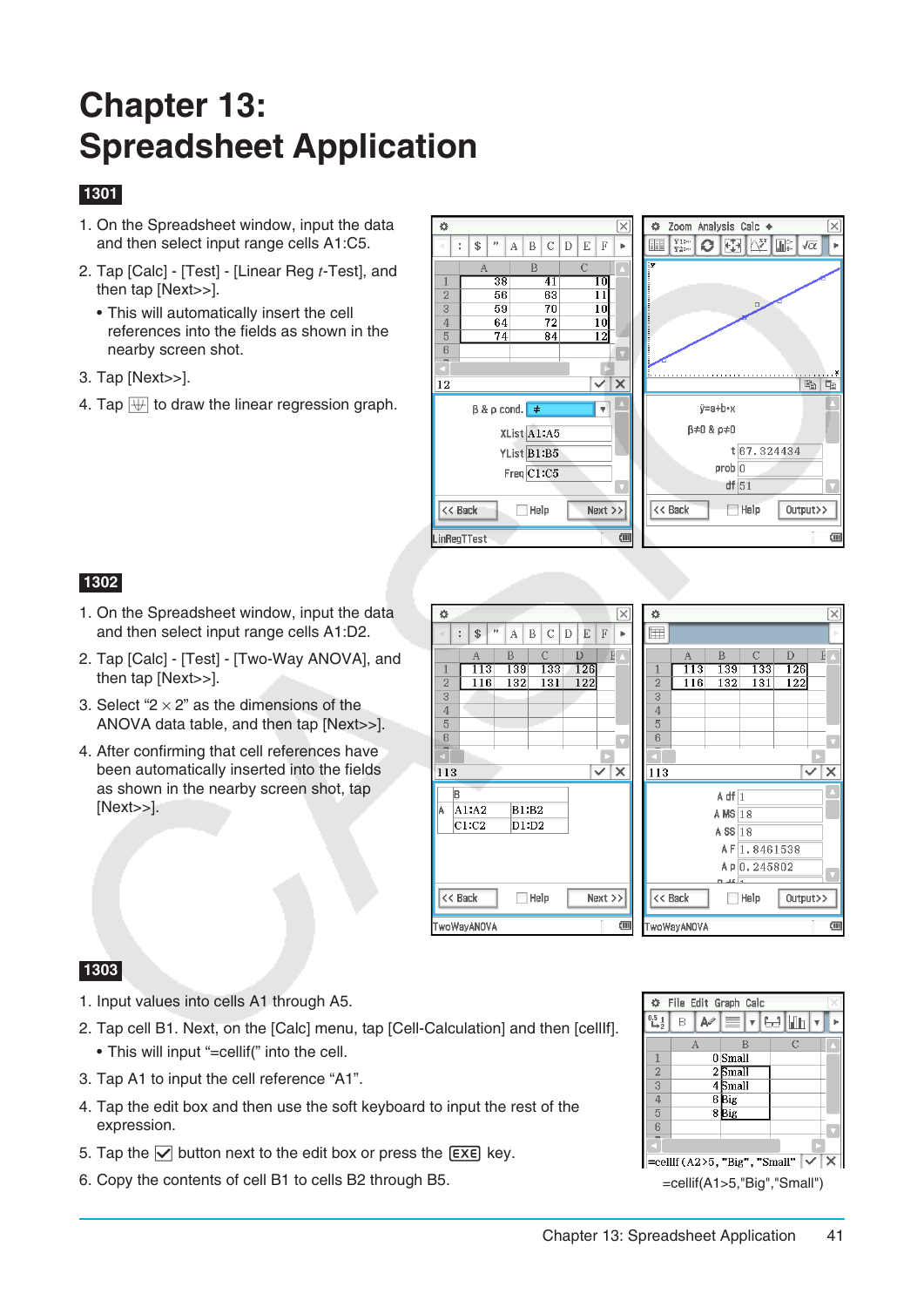# Chapter 13: Spreadsheet Application

**1301**

1. On the Spreadsheet window, input the data and then select input range cells A1:C5.
2. Tap [Calc] - [Test] - [Linear Reg *t*-Test], and then tap [Next>>].
   - This will automatically insert the cell references into the fields as shown in the nearby screen shot.
3. Tap [Next>>].
4. Tap [graph icon] to draw the linear regression graph.

**1302**

1. On the Spreadsheet window, input the data and then select input range cells A1:D2.
2. Tap [Calc] - [Test] - [Two-Way ANOVA], and then tap [Next>>].
3. Select "2 × 2" as the dimensions of the ANOVA data table, and then tap [Next>>].
4. After confirming that cell references have been automatically inserted into the fields as shown in the nearby screen shot, tap [Next>>].

**1303**

1. Input values into cells A1 through A5.
2. Tap cell B1. Next, on the [Calc] menu, tap [Cell-Calculation] and then [cellIf].
   - This will input "=cellif(" into the cell.
3. Tap A1 to input the cell reference "A1".
4. Tap the edit box and then use the soft keyboard to input the rest of the expression.
5. Tap the ☑ button next to the edit box or press the EXE key.
6. Copy the contents of cell B1 to cells B2 through B5.

=cellif(A1>5,"Big","Small")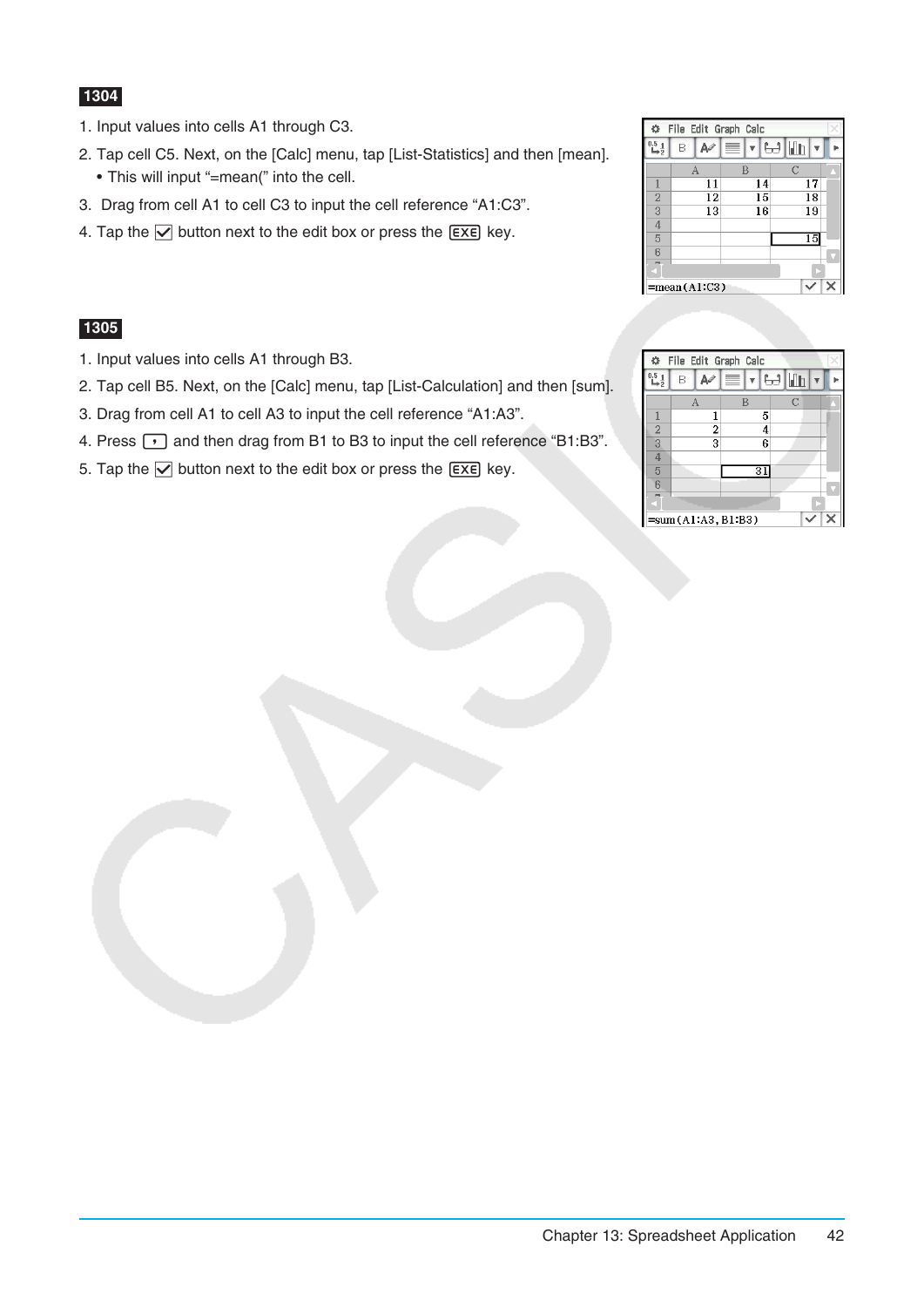**1304**

1. Input values into cells A1 through C3.
2. Tap cell C5. Next, on the [Calc] menu, tap [List-Statistics] and then [mean].
   - This will input “=mean(” into the cell.
3. Drag from cell A1 to cell C3 to input the cell reference “A1:C3”.
4. Tap the ☑ button next to the edit box or press the EXE key.

**1305**

1. Input values into cells A1 through B3.
2. Tap cell B5. Next, on the [Calc] menu, tap [List-Calculation] and then [sum].
3. Drag from cell A1 to cell A3 to input the cell reference “A1:A3”.
4. Press , and then drag from B1 to B3 to input the cell reference “B1:B3”.
5. Tap the ☑ button next to the edit box or press the EXE key.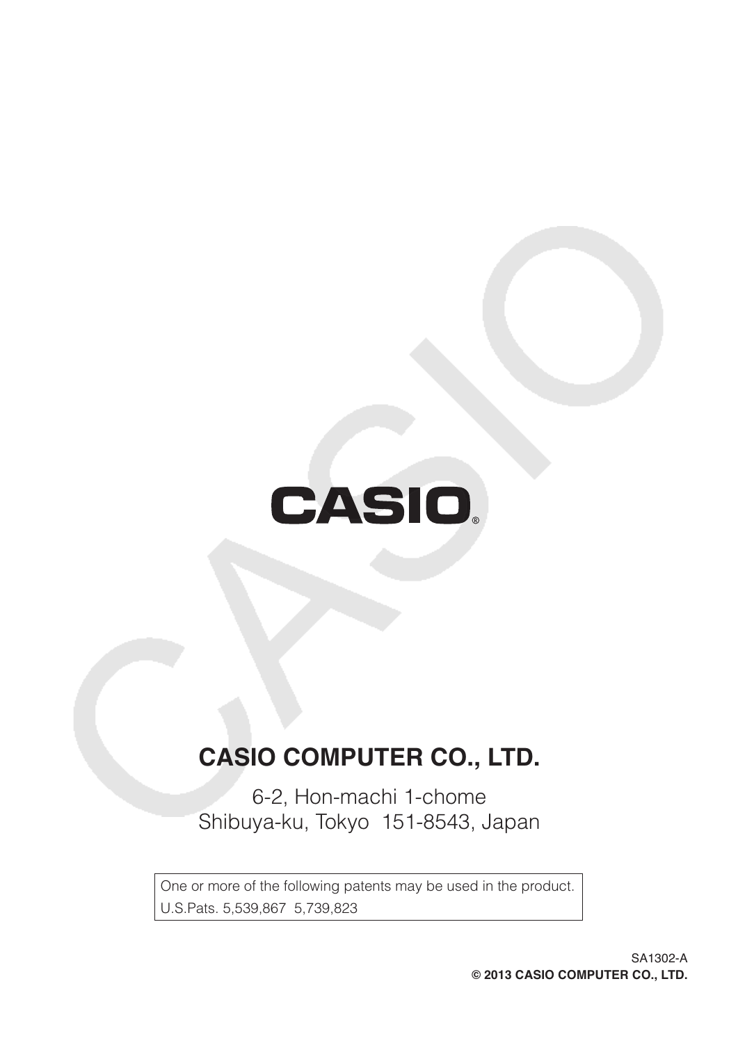CASIO®

**CASIO COMPUTER CO., LTD.**

6-2, Hon-machi 1-chome
Shibuya-ku, Tokyo 151-8543, Japan

One or more of the following patents may be used in the product.
U.S.Pats. 5,539,867 5,739,823

SA1302-A
**© 2013 CASIO COMPUTER CO., LTD.**